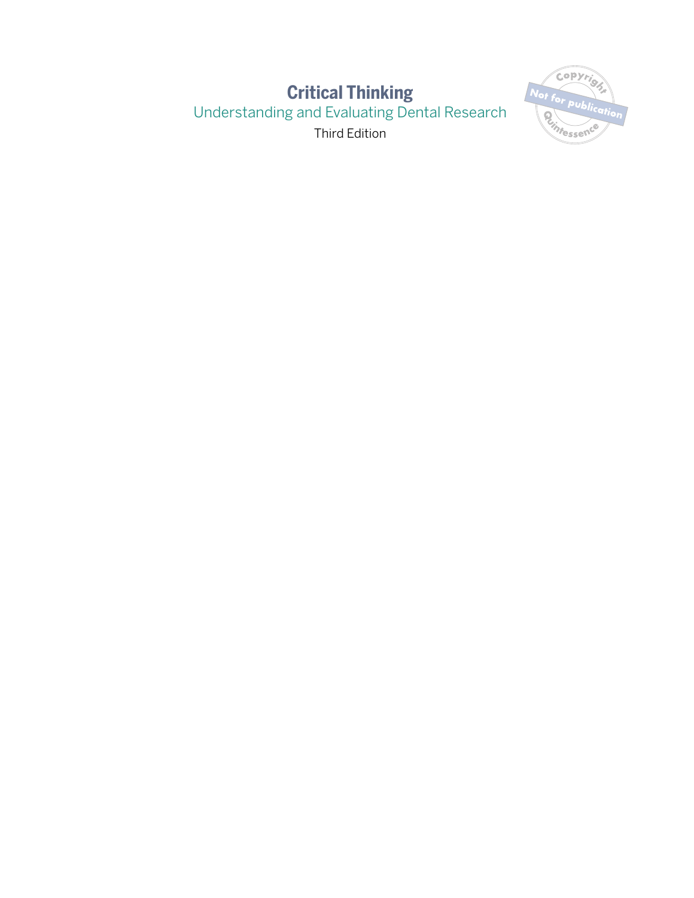# Critical Thinking

## Understanding and Evaluating Dental Research

Third Edition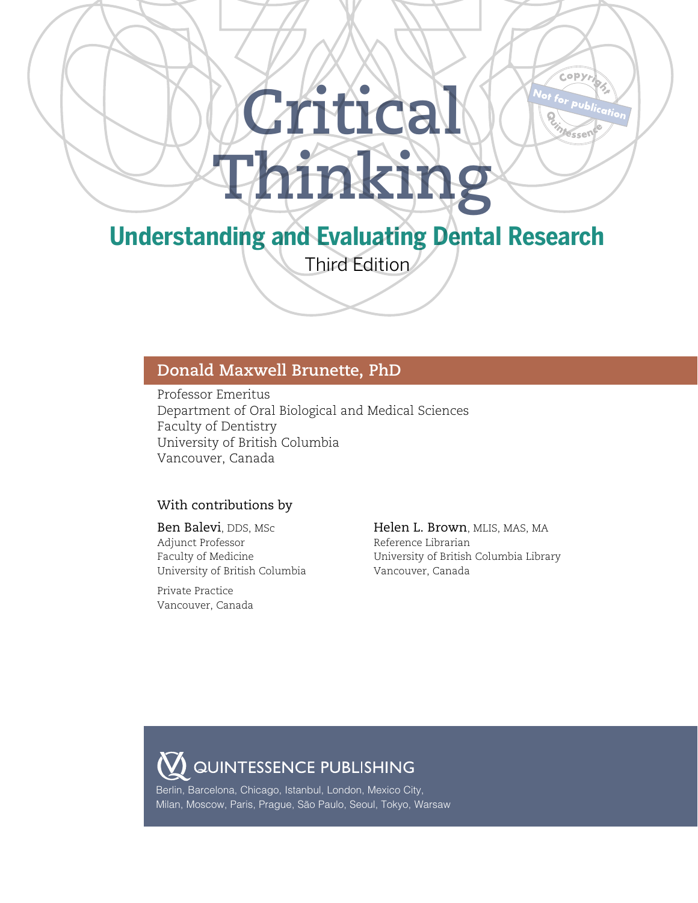# Critical Thinking

## Understanding and Evaluating Dental Research

Third Edition

**Donald Maxwell Brunette, PhD**

Professor Emeritus
Department of Oral Biological and Medical Sciences
Faculty of Dentistry
University of British Columbia
Vancouver, Canada

With contributions by

**Ben Balevi**, DDS, MSc
Adjunct Professor
Faculty of Medicine
University of British Columbia

Private Practice
Vancouver, Canada

**Helen L. Brown**, MLIS, MAS, MA
Reference Librarian
University of British Columbia Library
Vancouver, Canada

QUINTESSENCE PUBLISHING

Berlin, Barcelona, Chicago, Istanbul, London, Mexico City,
Milan, Moscow, Paris, Prague, São Paulo, Seoul, Tokyo, Warsaw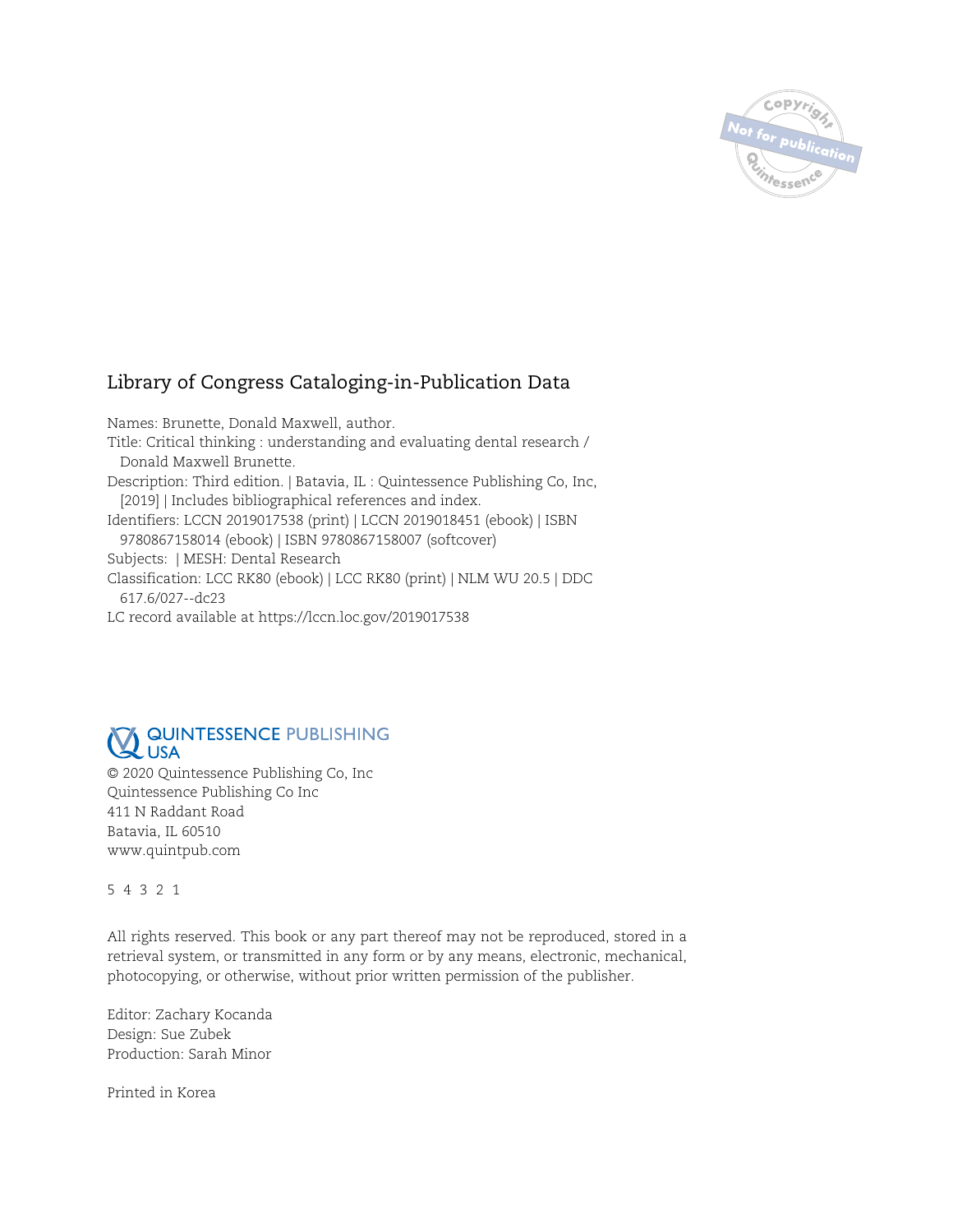## Library of Congress Cataloging-in-Publication Data

Names: Brunette, Donald Maxwell, author.
Title: Critical thinking : understanding and evaluating dental research / Donald Maxwell Brunette.
Description: Third edition. | Batavia, IL : Quintessence Publishing Co, Inc, [2019] | Includes bibliographical references and index.
Identifiers: LCCN 2019017538 (print) | LCCN 2019018451 (ebook) | ISBN 9780867158014 (ebook) | ISBN 9780867158007 (softcover)
Subjects: | MESH: Dental Research
Classification: LCC RK80 (ebook) | LCC RK80 (print) | NLM WU 20.5 | DDC 617.6/027--dc23
LC record available at https://lccn.loc.gov/2019017538

QUINTESSENCE PUBLISHING USA

© 2020 Quintessence Publishing Co, Inc
Quintessence Publishing Co Inc
411 N Raddant Road
Batavia, IL 60510
www.quintpub.com

5 4 3 2 1

All rights reserved. This book or any part thereof may not be reproduced, stored in a retrieval system, or transmitted in any form or by any means, electronic, mechanical, photocopying, or otherwise, without prior written permission of the publisher.

Editor: Zachary Kocanda
Design: Sue Zubek
Production: Sarah Minor

Printed in Korea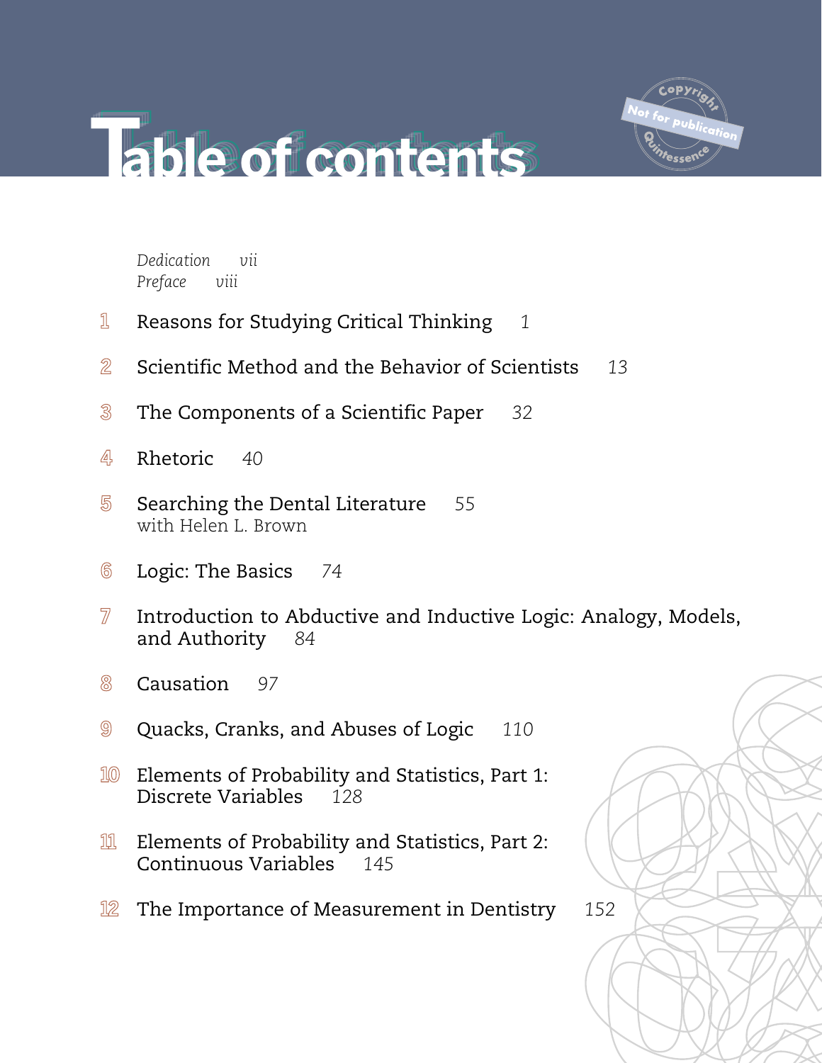# Table of contents

*Dedication* *vii*
*Preface* *viii*

1 Reasons for Studying Critical Thinking *1*

2 Scientific Method and the Behavior of Scientists *13*

3 The Components of a Scientific Paper *32*

4 Rhetoric *40*

5 Searching the Dental Literature *55*
with Helen L. Brown

6 Logic: The Basics *74*

7 Introduction to Abductive and Inductive Logic: Analogy, Models, and Authority *84*

8 Causation *97*

9 Quacks, Cranks, and Abuses of Logic *110*

10 Elements of Probability and Statistics, Part 1: Discrete Variables *128*

11 Elements of Probability and Statistics, Part 2: Continuous Variables *145*

12 The Importance of Measurement in Dentistry *152*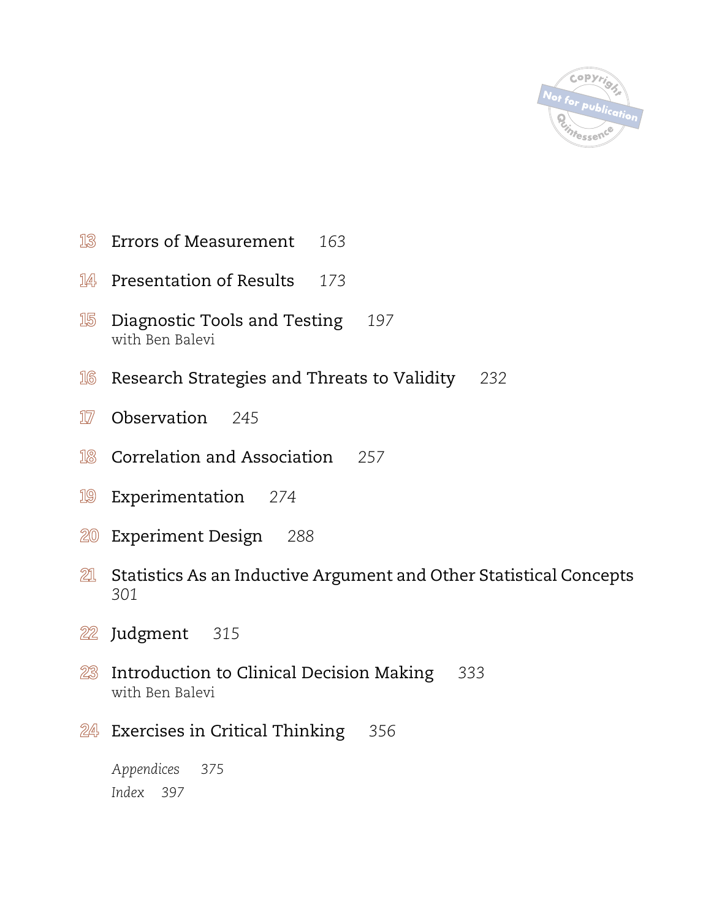13 Errors of Measurement *163*

14 Presentation of Results *173*

15 Diagnostic Tools and Testing *197*
with Ben Balevi

16 Research Strategies and Threats to Validity *232*

17 Observation *245*

18 Correlation and Association *257*

19 Experimentation *274*

20 Experiment Design *288*

21 Statistics As an Inductive Argument and Other Statistical Concepts *301*

22 Judgment *315*

23 Introduction to Clinical Decision Making *333*
with Ben Balevi

24 Exercises in Critical Thinking *356*

*Appendices* *375*

*Index* *397*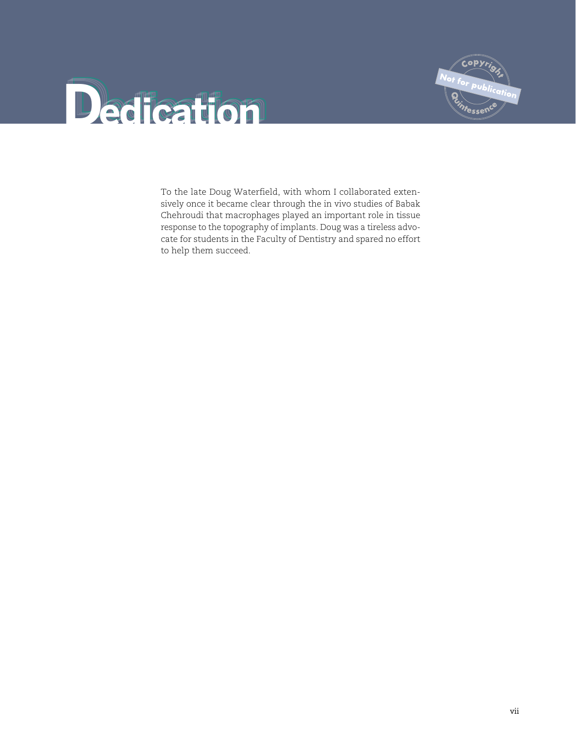# Dedication

To the late Doug Waterfield, with whom I collaborated extensively once it became clear through the in vivo studies of Babak Chehroudi that macrophages played an important role in tissue response to the topography of implants. Doug was a tireless advocate for students in the Faculty of Dentistry and spared no effort to help them succeed.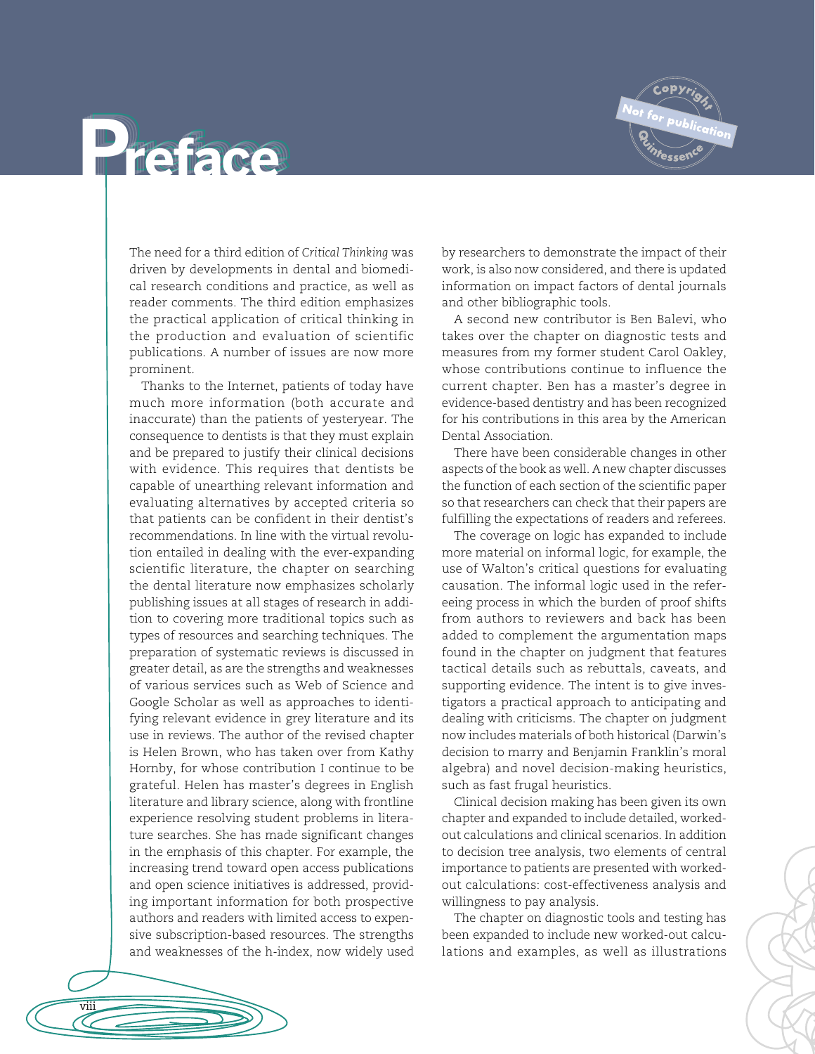# Preface

The need for a third edition of *Critical Thinking* was driven by developments in dental and biomedical research conditions and practice, as well as reader comments. The third edition emphasizes the practical application of critical thinking in the production and evaluation of scientific publications. A number of issues are now more prominent.

Thanks to the Internet, patients of today have much more information (both accurate and inaccurate) than the patients of yesteryear. The consequence to dentists is that they must explain and be prepared to justify their clinical decisions with evidence. This requires that dentists be capable of unearthing relevant information and evaluating alternatives by accepted criteria so that patients can be confident in their dentist's recommendations. In line with the virtual revolution entailed in dealing with the ever-expanding scientific literature, the chapter on searching the dental literature now emphasizes scholarly publishing issues at all stages of research in addition to covering more traditional topics such as types of resources and searching techniques. The preparation of systematic reviews is discussed in greater detail, as are the strengths and weaknesses of various services such as Web of Science and Google Scholar as well as approaches to identifying relevant evidence in grey literature and its use in reviews. The author of the revised chapter is Helen Brown, who has taken over from Kathy Hornby, for whose contribution I continue to be grateful. Helen has master's degrees in English literature and library science, along with frontline experience resolving student problems in literature searches. She has made significant changes in the emphasis of this chapter. For example, the increasing trend toward open access publications and open science initiatives is addressed, providing important information for both prospective authors and readers with limited access to expensive subscription-based resources. The strengths and weaknesses of the h-index, now widely used by researchers to demonstrate the impact of their work, is also now considered, and there is updated information on impact factors of dental journals and other bibliographic tools.

A second new contributor is Ben Balevi, who takes over the chapter on diagnostic tests and measures from my former student Carol Oakley, whose contributions continue to influence the current chapter. Ben has a master's degree in evidence-based dentistry and has been recognized for his contributions in this area by the American Dental Association.

There have been considerable changes in other aspects of the book as well. A new chapter discusses the function of each section of the scientific paper so that researchers can check that their papers are fulfilling the expectations of readers and referees.

The coverage on logic has expanded to include more material on informal logic, for example, the use of Walton's critical questions for evaluating causation. The informal logic used in the refereeing process in which the burden of proof shifts from authors to reviewers and back has been added to complement the argumentation maps found in the chapter on judgment that features tactical details such as rebuttals, caveats, and supporting evidence. The intent is to give investigators a practical approach to anticipating and dealing with criticisms. The chapter on judgment now includes materials of both historical (Darwin's decision to marry and Benjamin Franklin's moral algebra) and novel decision-making heuristics, such as fast frugal heuristics.

Clinical decision making has been given its own chapter and expanded to include detailed, worked-out calculations and clinical scenarios. In addition to decision tree analysis, two elements of central importance to patients are presented with worked-out calculations: cost-effectiveness analysis and willingness to pay analysis.

The chapter on diagnostic tools and testing has been expanded to include new worked-out calculations and examples, as well as illustrations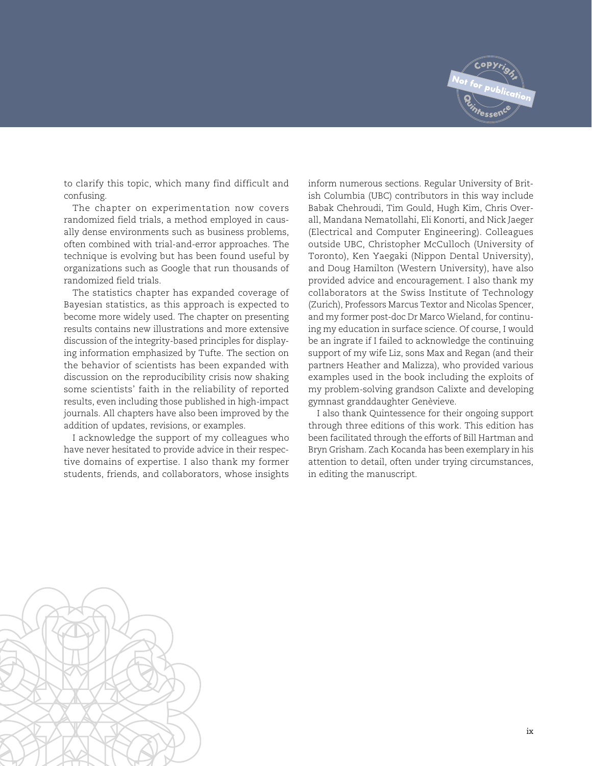to clarify this topic, which many find difficult and confusing.

The chapter on experimentation now covers randomized field trials, a method employed in causally dense environments such as business problems, often combined with trial-and-error approaches. The technique is evolving but has been found useful by organizations such as Google that run thousands of randomized field trials.

The statistics chapter has expanded coverage of Bayesian statistics, as this approach is expected to become more widely used. The chapter on presenting results contains new illustrations and more extensive discussion of the integrity-based principles for displaying information emphasized by Tufte. The section on the behavior of scientists has been expanded with discussion on the reproducibility crisis now shaking some scientists' faith in the reliability of reported results, even including those published in high-impact journals. All chapters have also been improved by the addition of updates, revisions, or examples.

I acknowledge the support of my colleagues who have never hesitated to provide advice in their respective domains of expertise. I also thank my former students, friends, and collaborators, whose insights inform numerous sections. Regular University of British Columbia (UBC) contributors in this way include Babak Chehroudi, Tim Gould, Hugh Kim, Chris Overall, Mandana Nematollahi, Eli Konorti, and Nick Jaeger (Electrical and Computer Engineering). Colleagues outside UBC, Christopher McCulloch (University of Toronto), Ken Yaegaki (Nippon Dental University), and Doug Hamilton (Western University), have also provided advice and encouragement. I also thank my collaborators at the Swiss Institute of Technology (Zurich), Professors Marcus Textor and Nicolas Spencer, and my former post-doc Dr Marco Wieland, for continuing my education in surface science. Of course, I would be an ingrate if I failed to acknowledge the continuing support of my wife Liz, sons Max and Regan (and their partners Heather and Malizza), who provided various examples used in the book including the exploits of my problem-solving grandson Calixte and developing gymnast granddaughter Genèvieve.

I also thank Quintessence for their ongoing support through three editions of this work. This edition has been facilitated through the efforts of Bill Hartman and Bryn Grisham. Zach Kocanda has been exemplary in his attention to detail, often under trying circumstances, in editing the manuscript.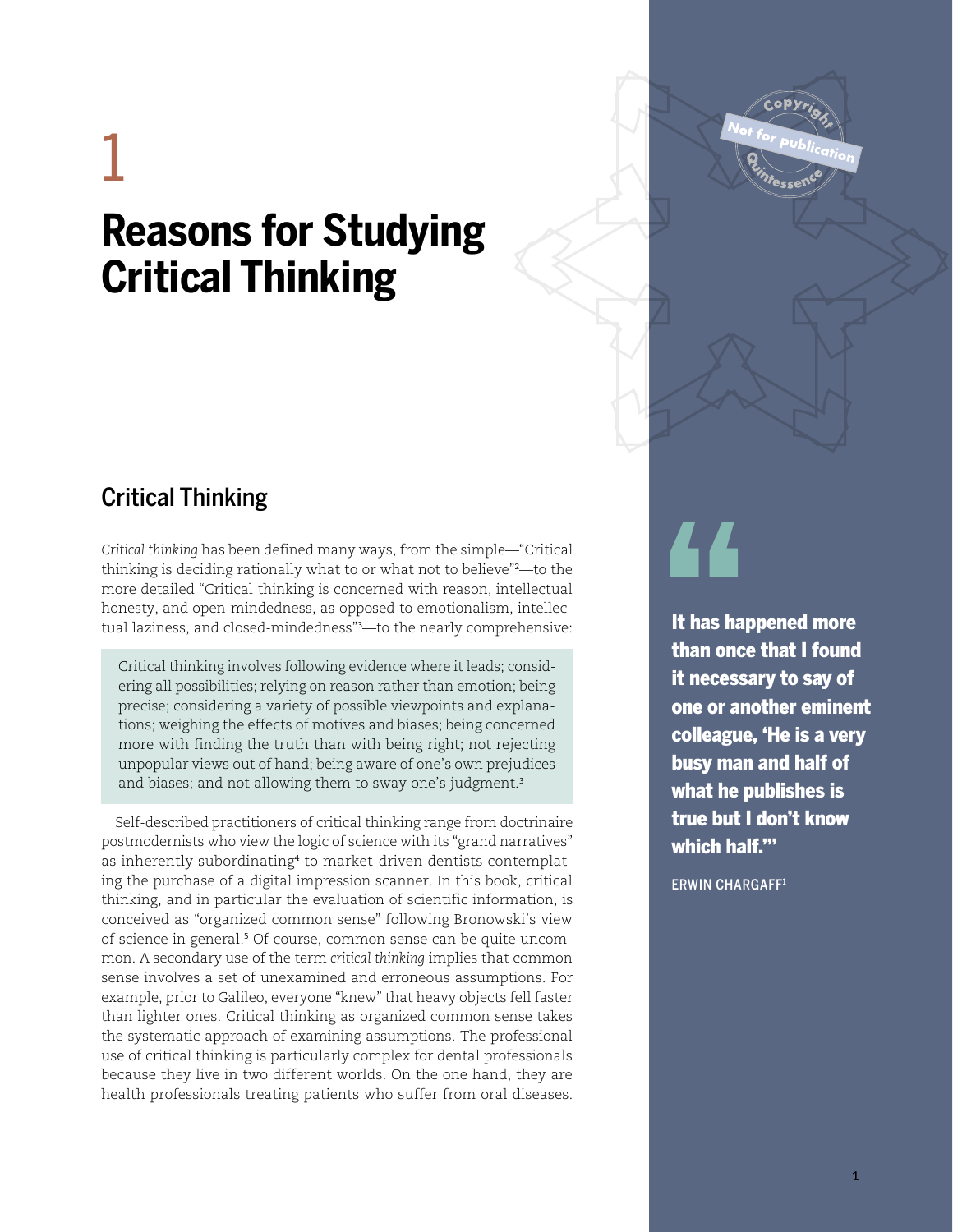1

# Reasons for Studying Critical Thinking

> It has happened more than once that I found it necessary to say of one or another eminent colleague, 'He is a very busy man and half of what he publishes is true but I don't know which half.'"
>
> ERWIN CHARGAFF[1]

## Critical Thinking

*Critical thinking* has been defined many ways, from the simple—"Critical thinking is deciding rationally what to or what not to believe"[2]—to the more detailed "Critical thinking is concerned with reason, intellectual honesty, and open-mindedness, as opposed to emotionalism, intellectual laziness, and closed-mindedness"[3]—to the nearly comprehensive:

> Critical thinking involves following evidence where it leads; considering all possibilities; relying on reason rather than emotion; being precise; considering a variety of possible viewpoints and explanations; weighing the effects of motives and biases; being concerned more with finding the truth than with being right; not rejecting unpopular views out of hand; being aware of one's own prejudices and biases; and not allowing them to sway one's judgment.[3]

Self-described practitioners of critical thinking range from doctrinaire postmodernists who view the logic of science with its "grand narratives" as inherently subordinating[4] to market-driven dentists contemplating the purchase of a digital impression scanner. In this book, critical thinking, and in particular the evaluation of scientific information, is conceived as "organized common sense" following Bronowski's view of science in general.[5] Of course, common sense can be quite uncommon. A secondary use of the term *critical thinking* implies that common sense involves a set of unexamined and erroneous assumptions. For example, prior to Galileo, everyone "knew" that heavy objects fell faster than lighter ones. Critical thinking as organized common sense takes the systematic approach of examining assumptions. The professional use of critical thinking is particularly complex for dental professionals because they live in two different worlds. On the one hand, they are health professionals treating patients who suffer from oral diseases.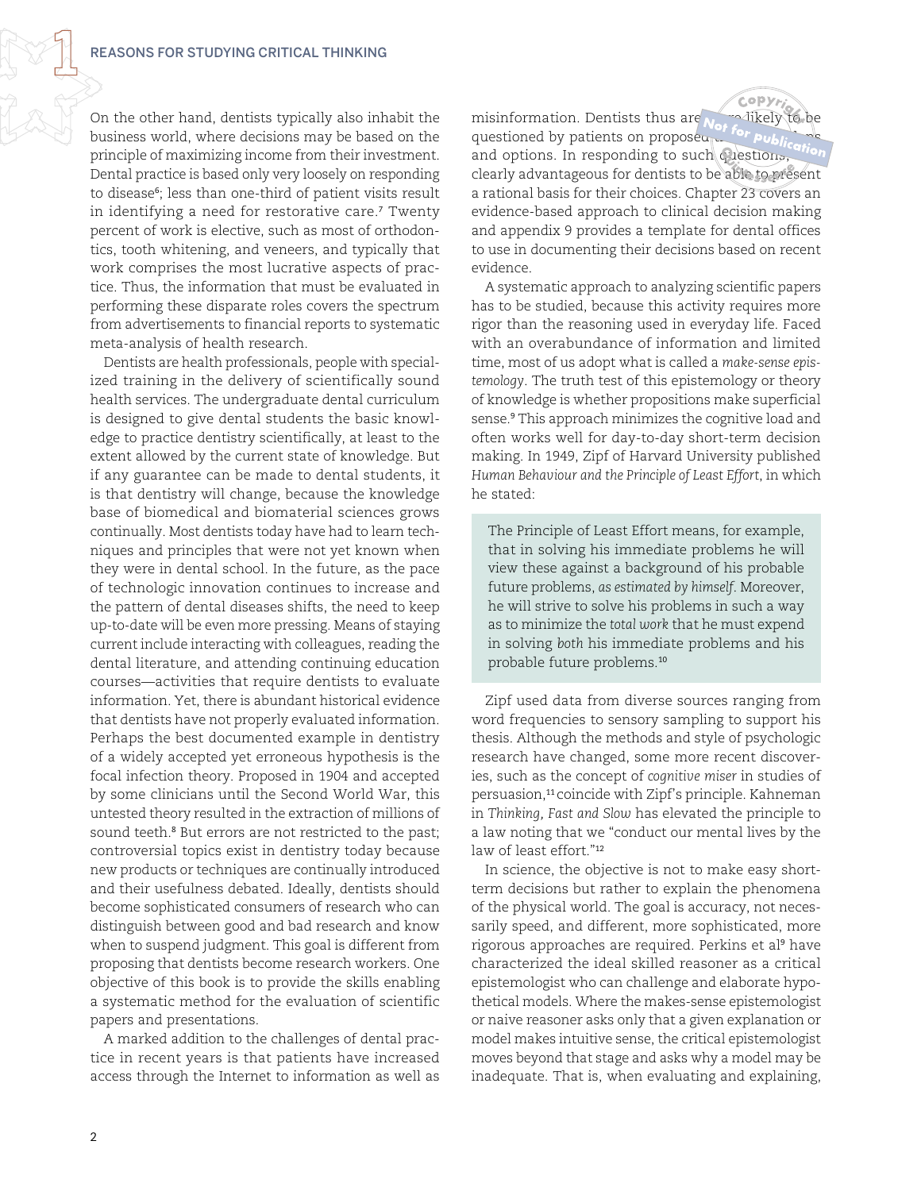On the other hand, dentists typically also inhabit the business world, where decisions may be based on the principle of maximizing income from their investment. Dental practice is based only very loosely on responding to disease[6]; less than one-third of patient visits result in identifying a need for restorative care.[7] Twenty percent of work is elective, such as most of orthodontics, tooth whitening, and veneers, and typically that work comprises the most lucrative aspects of practice. Thus, the information that must be evaluated in performing these disparate roles covers the spectrum from advertisements to financial reports to systematic meta-analysis of health research.

Dentists are health professionals, people with specialized training in the delivery of scientifically sound health services. The undergraduate dental curriculum is designed to give dental students the basic knowledge to practice dentistry scientifically, at least to the extent allowed by the current state of knowledge. But if any guarantee can be made to dental students, it is that dentistry will change, because the knowledge base of biomedical and biomaterial sciences grows continually. Most dentists today have had to learn techniques and principles that were not yet known when they were in dental school. In the future, as the pace of technologic innovation continues to increase and the pattern of dental diseases shifts, the need to keep up-to-date will be even more pressing. Means of staying current include interacting with colleagues, reading the dental literature, and attending continuing education courses—activities that require dentists to evaluate information. Yet, there is abundant historical evidence that dentists have not properly evaluated information. Perhaps the best documented example in dentistry of a widely accepted yet erroneous hypothesis is the focal infection theory. Proposed in 1904 and accepted by some clinicians until the Second World War, this untested theory resulted in the extraction of millions of sound teeth.[8] But errors are not restricted to the past; controversial topics exist in dentistry today because new products or techniques are continually introduced and their usefulness debated. Ideally, dentists should become sophisticated consumers of research who can distinguish between good and bad research and know when to suspend judgment. This goal is different from proposing that dentists become research workers. One objective of this book is to provide the skills enabling a systematic method for the evaluation of scientific papers and presentations.

A marked addition to the challenges of dental practice in recent years is that patients have increased access through the Internet to information as well as misinformation. Dentists thus are more likely to be questioned by patients on proposed treatments and options. In responding to such questions, it is clearly advantageous for dentists to be able to present a rational basis for their choices. Chapter 23 covers an evidence-based approach to clinical decision making and appendix 9 provides a template for dental offices to use in documenting their decisions based on recent evidence.

A systematic approach to analyzing scientific papers has to be studied, because this activity requires more rigor than the reasoning used in everyday life. Faced with an overabundance of information and limited time, most of us adopt what is called a *make-sense epistemology*. The truth test of this epistemology or theory of knowledge is whether propositions make superficial sense.[9] This approach minimizes the cognitive load and often works well for day-to-day short-term decision making. In 1949, Zipf of Harvard University published *Human Behaviour and the Principle of Least Effort*, in which he stated:

> The Principle of Least Effort means, for example, that in solving his immediate problems he will view these against a background of his probable future problems, *as estimated by himself*. Moreover, he will strive to solve his problems in such a way as to minimize the *total work* that he must expend in solving *both* his immediate problems and his probable future problems.[10]

Zipf used data from diverse sources ranging from word frequencies to sensory sampling to support his thesis. Although the methods and style of psychologic research have changed, some more recent discoveries, such as the concept of *cognitive miser* in studies of persuasion,[11] coincide with Zipf's principle. Kahneman in *Thinking, Fast and Slow* has elevated the principle to a law noting that we "conduct our mental lives by the law of least effort."[12]

In science, the objective is not to make easy short-term decisions but rather to explain the phenomena of the physical world. The goal is accuracy, not necessarily speed, and different, more sophisticated, more rigorous approaches are required. Perkins et al[9] have characterized the ideal skilled reasoner as a critical epistemologist who can challenge and elaborate hypothetical models. Where the makes-sense epistemologist or naive reasoner asks only that a given explanation or model makes intuitive sense, the critical epistemologist moves beyond that stage and asks why a model may be inadequate. That is, when evaluating and explaining,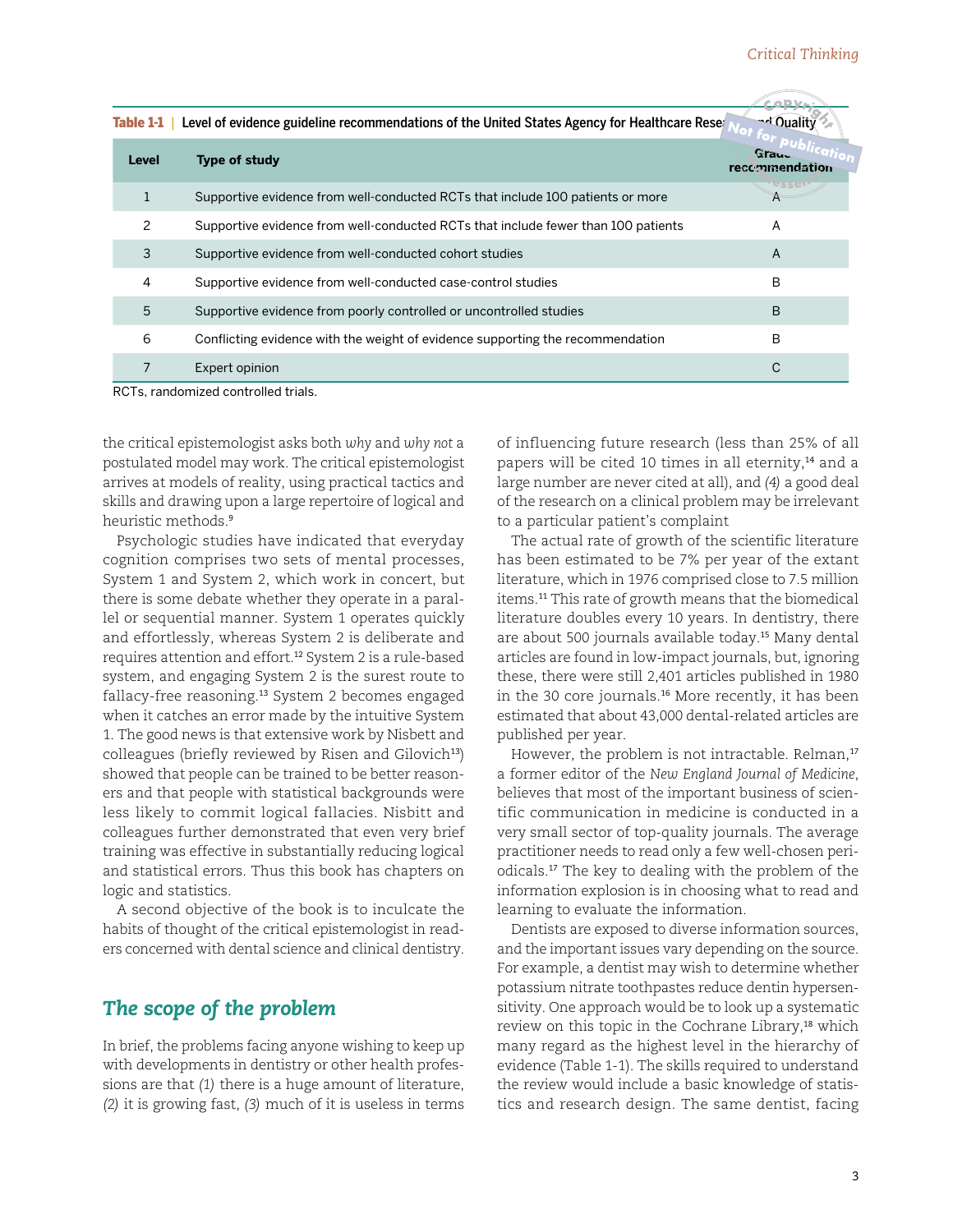**Table 1-1** | Level of evidence guideline recommendations of the United States Agency for Healthcare Research and Quality

| Level | Type of study | Grade recommendation |
|---|---|---|
| 1 | Supportive evidence from well-conducted RCTs that include 100 patients or more | A |
| 2 | Supportive evidence from well-conducted RCTs that include fewer than 100 patients | A |
| 3 | Supportive evidence from well-conducted cohort studies | A |
| 4 | Supportive evidence from well-conducted case-control studies | B |
| 5 | Supportive evidence from poorly controlled or uncontrolled studies | B |
| 6 | Conflicting evidence with the weight of evidence supporting the recommendation | B |
| 7 | Expert opinion | C |

RCTs, randomized controlled trials.

the critical epistemologist asks both *why* and *why not* a postulated model may work. The critical epistemologist arrives at models of reality, using practical tactics and skills and drawing upon a large repertoire of logical and heuristic methods.[9]

Psychologic studies have indicated that everyday cognition comprises two sets of mental processes, System 1 and System 2, which work in concert, but there is some debate whether they operate in a parallel or sequential manner. System 1 operates quickly and effortlessly, whereas System 2 is deliberate and requires attention and effort.[12] System 2 is a rule-based system, and engaging System 2 is the surest route to fallacy-free reasoning.[13] System 2 becomes engaged when it catches an error made by the intuitive System 1. The good news is that extensive work by Nisbett and colleagues (briefly reviewed by Risen and Gilovich[13]) showed that people can be trained to be better reasoners and that people with statistical backgrounds were less likely to commit logical fallacies. Nisbitt and colleagues further demonstrated that even very brief training was effective in substantially reducing logical and statistical errors. Thus this book has chapters on logic and statistics.

A second objective of the book is to inculcate the habits of thought of the critical epistemologist in readers concerned with dental science and clinical dentistry.

## The scope of the problem

In brief, the problems facing anyone wishing to keep up with developments in dentistry or other health professions are that *(1)* there is a huge amount of literature, *(2)* it is growing fast, *(3)* much of it is useless in terms of influencing future research (less than 25% of all papers will be cited 10 times in all eternity,[14] and a large number are never cited at all), and *(4)* a good deal of the research on a clinical problem may be irrelevant to a particular patient's complaint

The actual rate of growth of the scientific literature has been estimated to be 7% per year of the extant literature, which in 1976 comprised close to 7.5 million items.[11] This rate of growth means that the biomedical literature doubles every 10 years. In dentistry, there are about 500 journals available today.[15] Many dental articles are found in low-impact journals, but, ignoring these, there were still 2,401 articles published in 1980 in the 30 core journals.[16] More recently, it has been estimated that about 43,000 dental-related articles are published per year.

However, the problem is not intractable. Relman,[17] a former editor of the *New England Journal of Medicine*, believes that most of the important business of scientific communication in medicine is conducted in a very small sector of top-quality journals. The average practitioner needs to read only a few well-chosen periodicals.[17] The key to dealing with the problem of the information explosion is in choosing what to read and learning to evaluate the information.

Dentists are exposed to diverse information sources, and the important issues vary depending on the source. For example, a dentist may wish to determine whether potassium nitrate toothpastes reduce dentin hypersensitivity. One approach would be to look up a systematic review on this topic in the Cochrane Library,[18] which many regard as the highest level in the hierarchy of evidence (Table 1-1). The skills required to understand the review would include a basic knowledge of statistics and research design. The same dentist, facing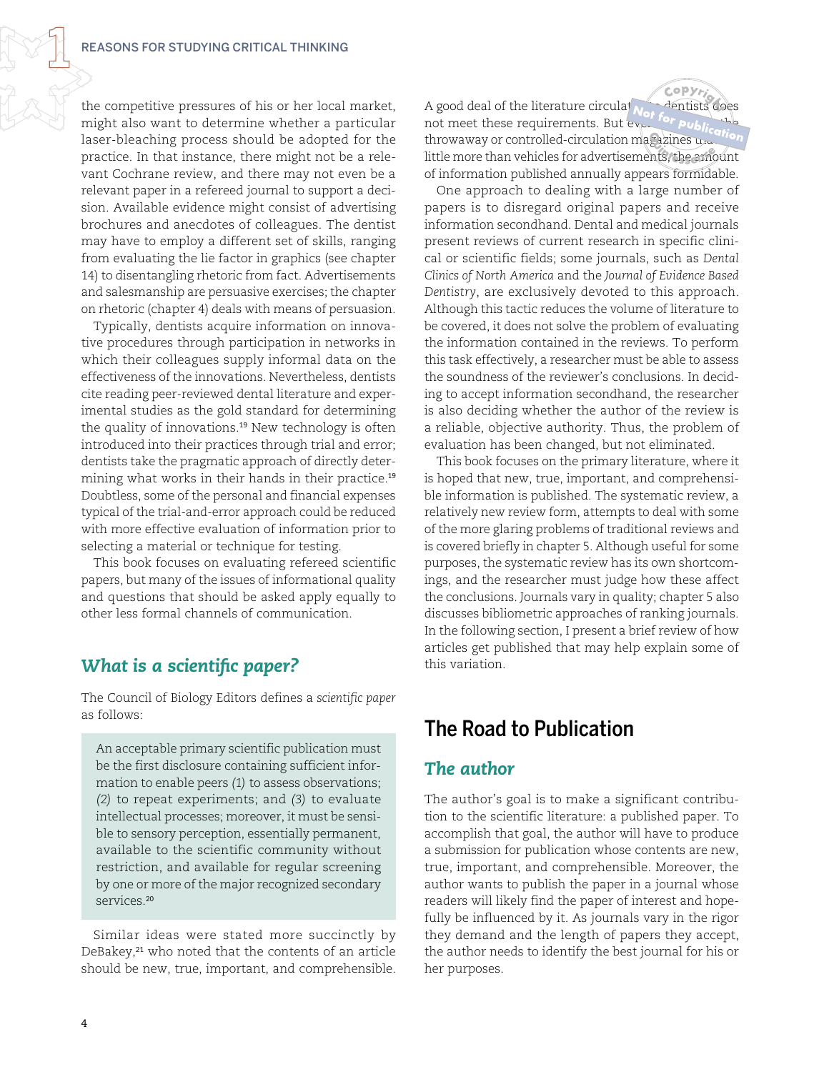the competitive pressures of his or her local market, might also want to determine whether a particular laser-bleaching process should be adopted for the practice. In that instance, there might not be a relevant Cochrane review, and there may not even be a relevant paper in a refereed journal to support a decision. Available evidence might consist of advertising brochures and anecdotes of colleagues. The dentist may have to employ a different set of skills, ranging from evaluating the lie factor in graphics (see chapter 14) to disentangling rhetoric from fact. Advertisements and salesmanship are persuasive exercises; the chapter on rhetoric (chapter 4) deals with means of persuasion.

Typically, dentists acquire information on innovative procedures through participation in networks in which their colleagues supply informal data on the effectiveness of the innovations. Nevertheless, dentists cite reading peer-reviewed dental literature and experimental studies as the gold standard for determining the quality of innovations.[19] New technology is often introduced into their practices through trial and error; dentists take the pragmatic approach of directly determining what works in their hands in their practice.[19] Doubtless, some of the personal and financial expenses typical of the trial-and-error approach could be reduced with more effective evaluation of information prior to selecting a material or technique for testing.

This book focuses on evaluating refereed scientific papers, but many of the issues of informational quality and questions that should be asked apply equally to other less formal channels of communication.

### *What is a scientific paper?*

The Council of Biology Editors defines a *scientific paper* as follows:

> An acceptable primary scientific publication must be the first disclosure containing sufficient information to enable peers *(1)* to assess observations; *(2)* to repeat experiments; and *(3)* to evaluate intellectual processes; moreover, it must be sensible to sensory perception, essentially permanent, available to the scientific community without restriction, and available for regular screening by one or more of the major recognized secondary services.[20]

Similar ideas were stated more succinctly by DeBakey,[21] who noted that the contents of an article should be new, true, important, and comprehensible. A good deal of the literature circulat... dentists does not meet these requirements. But ev... the throwaway or controlled-circulation magazines tha... little more than vehicles for advertisements, the amount of information published annually appears formidable.

One approach to dealing with a large number of papers is to disregard original papers and receive information secondhand. Dental and medical journals present reviews of current research in specific clinical or scientific fields; some journals, such as *Dental Clinics of North America* and the *Journal of Evidence Based Dentistry*, are exclusively devoted to this approach. Although this tactic reduces the volume of literature to be covered, it does not solve the problem of evaluating the information contained in the reviews. To perform this task effectively, a researcher must be able to assess the soundness of the reviewer's conclusions. In deciding to accept information secondhand, the researcher is also deciding whether the author of the review is a reliable, objective authority. Thus, the problem of evaluation has been changed, but not eliminated.

This book focuses on the primary literature, where it is hoped that new, true, important, and comprehensible information is published. The systematic review, a relatively new review form, attempts to deal with some of the more glaring problems of traditional reviews and is covered briefly in chapter 5. Although useful for some purposes, the systematic review has its own shortcomings, and the researcher must judge how these affect the conclusions. Journals vary in quality; chapter 5 also discusses bibliometric approaches of ranking journals. In the following section, I present a brief review of how articles get published that may help explain some of this variation.

## The Road to Publication

### *The author*

The author's goal is to make a significant contribution to the scientific literature: a published paper. To accomplish that goal, the author will have to produce a submission for publication whose contents are new, true, important, and comprehensible. Moreover, the author wants to publish the paper in a journal whose readers will likely find the paper of interest and hopefully be influenced by it. As journals vary in the rigor they demand and the length of papers they accept, the author needs to identify the best journal for his or her purposes.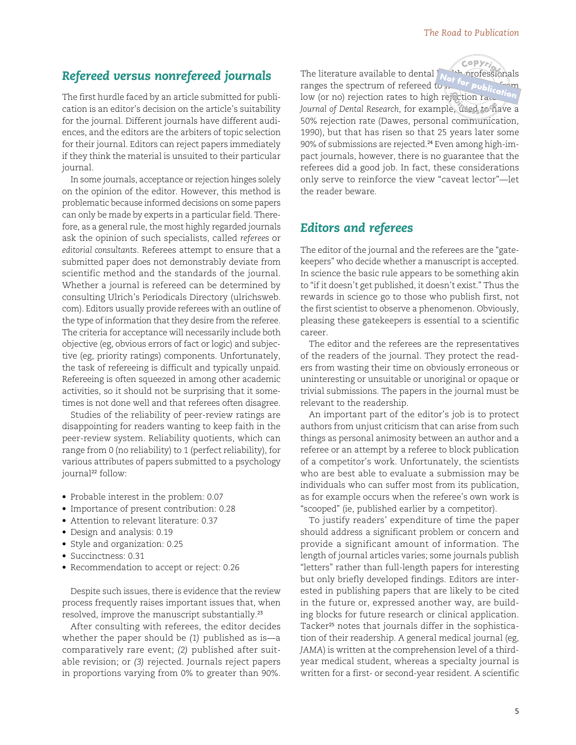## Refereed versus nonrefereed journals

The first hurdle faced by an article submitted for publication is an editor's decision on the article's suitability for the journal. Different journals have different audiences, and the editors are the arbiters of topic selection for their journal. Editors can reject papers immediately if they think the material is unsuited to their particular journal.

In some journals, acceptance or rejection hinges solely on the opinion of the editor. However, this method is problematic because informed decisions on some papers can only be made by experts in a particular field. Therefore, as a general rule, the most highly regarded journals ask the opinion of such specialists, called *referees* or *editorial consultants*. Referees attempt to ensure that a submitted paper does not demonstrably deviate from scientific method and the standards of the journal. Whether a journal is refereed can be determined by consulting Ulrich's Periodicals Directory (ulrichsweb.com). Editors usually provide referees with an outline of the type of information that they desire from the referee. The criteria for acceptance will necessarily include both objective (eg, obvious errors of fact or logic) and subjective (eg, priority ratings) components. Unfortunately, the task of refereeing is difficult and typically unpaid. Refereeing is often squeezed in among other academic activities, so it should not be surprising that it sometimes is not done well and that referees often disagree.

Studies of the reliability of peer-review ratings are disappointing for readers wanting to keep faith in the peer-review system. Reliability quotients, which can range from 0 (no reliability) to 1 (perfect reliability), for various attributes of papers submitted to a psychology journal[22] follow:

- Probable interest in the problem: 0.07
- Importance of present contribution: 0.28
- Attention to relevant literature: 0.37
- Design and analysis: 0.19
- Style and organization: 0.25
- Succinctness: 0.31
- Recommendation to accept or reject: 0.26

Despite such issues, there is evidence that the review process frequently raises important issues that, when resolved, improve the manuscript substantially.[23]

After consulting with referees, the editor decides whether the paper should be *(1)* published as is—a comparatively rare event; *(2)* published after suitable revision; or *(3)* rejected. Journals reject papers in proportions varying from 0% to greater than 90%. The literature available to dental health professionals ranges the spectrum of refereed to nonrefereed, from low (or no) rejection rates to high rejection rates. The *Journal of Dental Research*, for example, used to have a 50% rejection rate (Dawes, personal communication, 1990), but that has risen so that 25 years later some 90% of submissions are rejected.[24] Even among high-impact journals, however, there is no guarantee that the referees did a good job. In fact, these considerations only serve to reinforce the view "caveat lector"—let the reader beware.

## Editors and referees

The editor of the journal and the referees are the "gatekeepers" who decide whether a manuscript is accepted. In science the basic rule appears to be something akin to "if it doesn't get published, it doesn't exist." Thus the rewards in science go to those who publish first, not the first scientist to observe a phenomenon. Obviously, pleasing these gatekeepers is essential to a scientific career.

The editor and the referees are the representatives of the readers of the journal. They protect the readers from wasting their time on obviously erroneous or uninteresting or unsuitable or unoriginal or opaque or trivial submissions. The papers in the journal must be relevant to the readership.

An important part of the editor's job is to protect authors from unjust criticism that can arise from such things as personal animosity between an author and a referee or an attempt by a referee to block publication of a competitor's work. Unfortunately, the scientists who are best able to evaluate a submission may be individuals who can suffer most from its publication, as for example occurs when the referee's own work is "scooped" (ie, published earlier by a competitor).

To justify readers' expenditure of time the paper should address a significant problem or concern and provide a significant amount of information. The length of journal articles varies; some journals publish "letters" rather than full-length papers for interesting but only briefly developed findings. Editors are interested in publishing papers that are likely to be cited in the future or, expressed another way, are building blocks for future research or clinical application. Tacker[25] notes that journals differ in the sophistication of their readership. A general medical journal (eg, *JAMA*) is written at the comprehension level of a third-year medical student, whereas a specialty journal is written for a first- or second-year resident. A scientific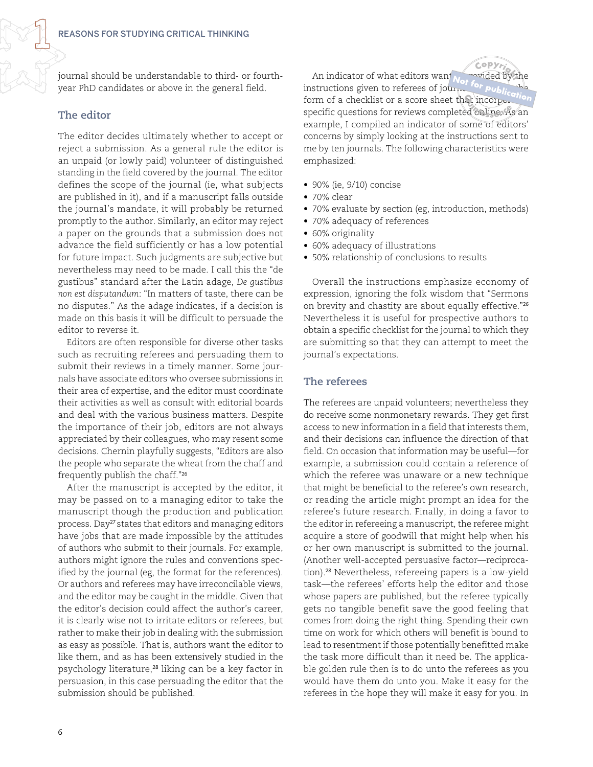journal should be understandable to third- or fourth-year PhD candidates or above in the general field.

## The editor

The editor decides ultimately whether to accept or reject a submission. As a general rule the editor is an unpaid (or lowly paid) volunteer of distinguished standing in the field covered by the journal. The editor defines the scope of the journal (ie, what subjects are published in it), and if a manuscript falls outside the journal's mandate, it will probably be returned promptly to the author. Similarly, an editor may reject a paper on the grounds that a submission does not advance the field sufficiently or has a low potential for future impact. Such judgments are subjective but nevertheless may need to be made. I call this the "de gustibus" standard after the Latin adage, *De gustibus non est disputandum*: "In matters of taste, there can be no disputes." As the adage indicates, if a decision is made on this basis it will be difficult to persuade the editor to reverse it.

Editors are often responsible for diverse other tasks such as recruiting referees and persuading them to submit their reviews in a timely manner. Some journals have associate editors who oversee submissions in their area of expertise, and the editor must coordinate their activities as well as consult with editorial boards and deal with the various business matters. Despite the importance of their job, editors are not always appreciated by their colleagues, who may resent some decisions. Chernin playfully suggests, "Editors are also the people who separate the wheat from the chaff and frequently publish the chaff."[26]

After the manuscript is accepted by the editor, it may be passed on to a managing editor to take the manuscript though the production and publication process. Day[27] states that editors and managing editors have jobs that are made impossible by the attitudes of authors who submit to their journals. For example, authors might ignore the rules and conventions specified by the journal (eg, the format for the references). Or authors and referees may have irreconcilable views, and the editor may be caught in the middle. Given that the editor's decision could affect the author's career, it is clearly wise not to irritate editors or referees, but rather to make their job in dealing with the submission as easy as possible. That is, authors want the editor to like them, and as has been extensively studied in the psychology literature,[28] liking can be a key factor in persuasion, in this case persuading the editor that the submission should be published.

An indicator of what editors want is provided by the instructions given to referees of journals in the form of a checklist or a score sheet that incorporates specific questions for reviews completed online. As an example, I compiled an indicator of some of editors' concerns by simply looking at the instructions sent to me by ten journals. The following characteristics were emphasized:

- 90% (ie, 9/10) concise
- 70% clear
- 70% evaluate by section (eg, introduction, methods)
- 70% adequacy of references
- 60% originality
- 60% adequacy of illustrations
- 50% relationship of conclusions to results

Overall the instructions emphasize economy of expression, ignoring the folk wisdom that "Sermons on brevity and chastity are about equally effective."[26] Nevertheless it is useful for prospective authors to obtain a specific checklist for the journal to which they are submitting so that they can attempt to meet the journal's expectations.

## The referees

The referees are unpaid volunteers; nevertheless they do receive some nonmonetary rewards. They get first access to new information in a field that interests them, and their decisions can influence the direction of that field. On occasion that information may be useful—for example, a submission could contain a reference of which the referee was unaware or a new technique that might be beneficial to the referee's own research, or reading the article might prompt an idea for the referee's future research. Finally, in doing a favor to the editor in refereeing a manuscript, the referee might acquire a store of goodwill that might help when his or her own manuscript is submitted to the journal. (Another well-accepted persuasive factor—reciprocation).[28] Nevertheless, refereeing papers is a low-yield task—the referees' efforts help the editor and those whose papers are published, but the referee typically gets no tangible benefit save the good feeling that comes from doing the right thing. Spending their own time on work for which others will benefit is bound to lead to resentment if those potentially benefitted make the task more difficult than it need be. The applicable golden rule then is to do unto the referees as you would have them do unto you. Make it easy for the referees in the hope they will make it easy for you. In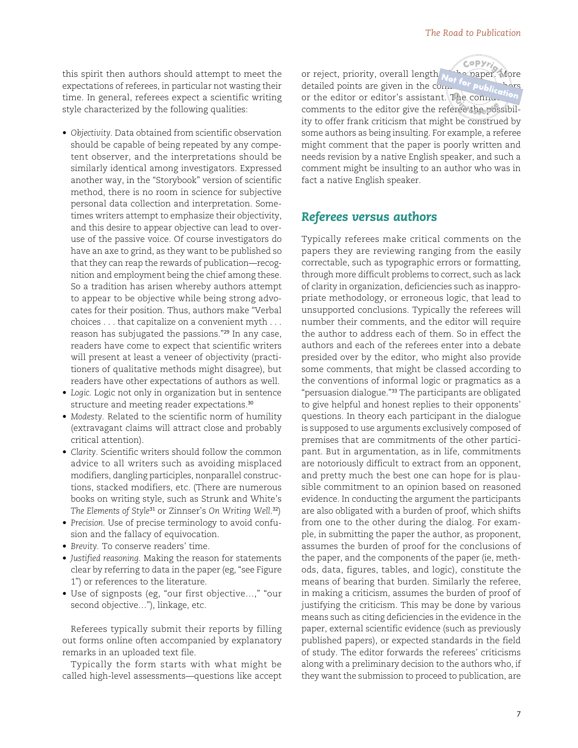this spirit then authors should attempt to meet the expectations of referees, in particular not wasting their time. In general, referees expect a scientific writing style characterized by the following qualities:

- *Objectivity.* Data obtained from scientific observation should be capable of being repeated by any competent observer, and the interpretations should be similarly identical among investigators. Expressed another way, in the "Storybook" version of scientific method, there is no room in science for subjective personal data collection and interpretation. Sometimes writers attempt to emphasize their objectivity, and this desire to appear objective can lead to overuse of the passive voice. Of course investigators do have an axe to grind, as they want to be published so that they can reap the rewards of publication—recognition and employment being the chief among these. So a tradition has arisen whereby authors attempt to appear to be objective while being strong advocates for their position. Thus, authors make "Verbal choices . . . that capitalize on a convenient myth . . . reason has subjugated the passions."[29] In any case, readers have come to expect that scientific writers will present at least a veneer of objectivity (practitioners of qualitative methods might disagree), but readers have other expectations of authors as well.
- *Logic.* Logic not only in organization but in sentence structure and meeting reader expectations.[30]
- *Modesty.* Related to the scientific norm of humility (extravagant claims will attract close and probably critical attention).
- *Clarity.* Scientific writers should follow the common advice to all writers such as avoiding misplaced modifiers, dangling participles, nonparallel constructions, stacked modifiers, etc. (There are numerous books on writing style, such as Strunk and White's *The Elements of Style*[31] or Zinnser's *On Writing Well*.[32])
- *Precision.* Use of precise terminology to avoid confusion and the fallacy of equivocation.
- *Brevity.* To conserve readers' time.
- *Justified reasoning.* Making the reason for statements clear by referring to data in the paper (eg, "see Figure 1") or references to the literature.
- Use of signposts (eg, "our first objective…," "our second objective…"), linkage, etc.

Referees typically submit their reports by filling out forms online often accompanied by explanatory remarks in an uploaded text file.

Typically the form starts with what might be called high-level assessments—questions like accept or reject, priority, overall length of the paper. More detailed points are given in the comments to authors or the editor or editor's assistant. The confidential comments to the editor give the referee the possibility to offer frank criticism that might be construed by some authors as being insulting. For example, a referee might comment that the paper is poorly written and needs revision by a native English speaker, and such a comment might be insulting to an author who was in fact a native English speaker.

## Referees versus authors

Typically referees make critical comments on the papers they are reviewing ranging from the easily correctable, such as typographic errors or formatting, through more difficult problems to correct, such as lack of clarity in organization, deficiencies such as inappropriate methodology, or erroneous logic, that lead to unsupported conclusions. Typically the referees will number their comments, and the editor will require the author to address each of them. So in effect the authors and each of the referees enter into a debate presided over by the editor, who might also provide some comments, that might be classed according to the conventions of informal logic or pragmatics as a "persuasion dialogue."[33] The participants are obligated to give helpful and honest replies to their opponents' questions. In theory each participant in the dialogue is supposed to use arguments exclusively composed of premises that are commitments of the other participant. But in argumentation, as in life, commitments are notoriously difficult to extract from an opponent, and pretty much the best one can hope for is plausible commitment to an opinion based on reasoned evidence. In conducting the argument the participants are also obligated with a burden of proof, which shifts from one to the other during the dialog. For example, in submitting the paper the author, as proponent, assumes the burden of proof for the conclusions of the paper, and the components of the paper (ie, methods, data, figures, tables, and logic), constitute the means of bearing that burden. Similarly the referee, in making a criticism, assumes the burden of proof of justifying the criticism. This may be done by various means such as citing deficiencies in the evidence in the paper, external scientific evidence (such as previously published papers), or expected standards in the field of study. The editor forwards the referees' criticisms along with a preliminary decision to the authors who, if they want the submission to proceed to publication, are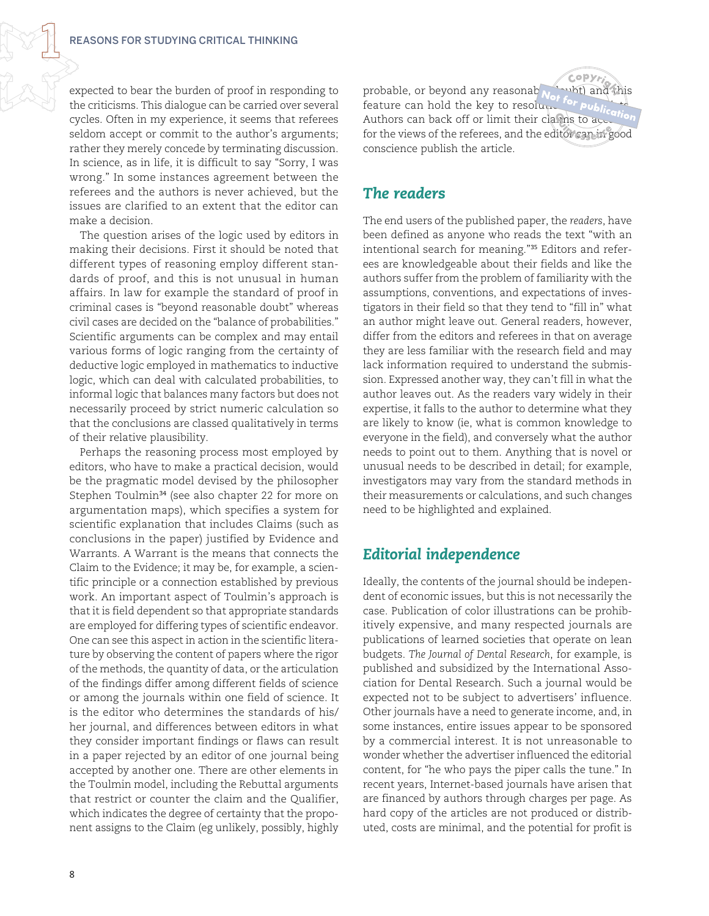expected to bear the burden of proof in responding to the criticisms. This dialogue can be carried over several cycles. Often in my experience, it seems that referees seldom accept or commit to the author's arguments; rather they merely concede by terminating discussion. In science, as in life, it is difficult to say "Sorry, I was wrong." In some instances agreement between the referees and the authors is never achieved, but the issues are clarified to an extent that the editor can make a decision.

The question arises of the logic used by editors in making their decisions. First it should be noted that different types of reasoning employ different standards of proof, and this is not unusual in human affairs. In law for example the standard of proof in criminal cases is "beyond reasonable doubt" whereas civil cases are decided on the "balance of probabilities." Scientific arguments can be complex and may entail various forms of logic ranging from the certainty of deductive logic employed in mathematics to inductive logic, which can deal with calculated probabilities, to informal logic that balances many factors but does not necessarily proceed by strict numeric calculation so that the conclusions are classed qualitatively in terms of their relative plausibility.

Perhaps the reasoning process most employed by editors, who have to make a practical decision, would be the pragmatic model devised by the philosopher Stephen Toulmin[34] (see also chapter 22 for more on argumentation maps), which specifies a system for scientific explanation that includes Claims (such as conclusions in the paper) justified by Evidence and Warrants. A Warrant is the means that connects the Claim to the Evidence; it may be, for example, a scientific principle or a connection established by previous work. An important aspect of Toulmin's approach is that it is field dependent so that appropriate standards are employed for differing types of scientific endeavor. One can see this aspect in action in the scientific literature by observing the content of papers where the rigor of the methods, the quantity of data, or the articulation of the findings differ among different fields of science or among the journals within one field of science. It is the editor who determines the standards of his/her journal, and differences between editors in what they consider important findings or flaws can result in a paper rejected by an editor of one journal being accepted by another one. There are other elements in the Toulmin model, including the Rebuttal arguments that restrict or counter the claim and the Qualifier, which indicates the degree of certainty that the proponent assigns to the Claim (eg unlikely, possibly, highly probable, or beyond any reasonable doubt) and this feature can hold the key to resolution of disputes. Authors can back off or limit their claims to account for the views of the referees, and the editor can in good conscience publish the article.

## The readers

The end users of the published paper, the *readers*, have been defined as anyone who reads the text "with an intentional search for meaning."[35] Editors and referees are knowledgeable about their fields and like the authors suffer from the problem of familiarity with the assumptions, conventions, and expectations of investigators in their field so that they tend to "fill in" what an author might leave out. General readers, however, differ from the editors and referees in that on average they are less familiar with the research field and may lack information required to understand the submission. Expressed another way, they can't fill in what the author leaves out. As the readers vary widely in their expertise, it falls to the author to determine what they are likely to know (ie, what is common knowledge to everyone in the field), and conversely what the author needs to point out to them. Anything that is novel or unusual needs to be described in detail; for example, investigators may vary from the standard methods in their measurements or calculations, and such changes need to be highlighted and explained.

## Editorial independence

Ideally, the contents of the journal should be independent of economic issues, but this is not necessarily the case. Publication of color illustrations can be prohibitively expensive, and many respected journals are publications of learned societies that operate on lean budgets. *The Journal of Dental Research*, for example, is published and subsidized by the International Association for Dental Research. Such a journal would be expected not to be subject to advertisers' influence. Other journals have a need to generate income, and, in some instances, entire issues appear to be sponsored by a commercial interest. It is not unreasonable to wonder whether the advertiser influenced the editorial content, for "he who pays the piper calls the tune." In recent years, Internet-based journals have arisen that are financed by authors through charges per page. As hard copy of the articles are not produced or distributed, costs are minimal, and the potential for profit is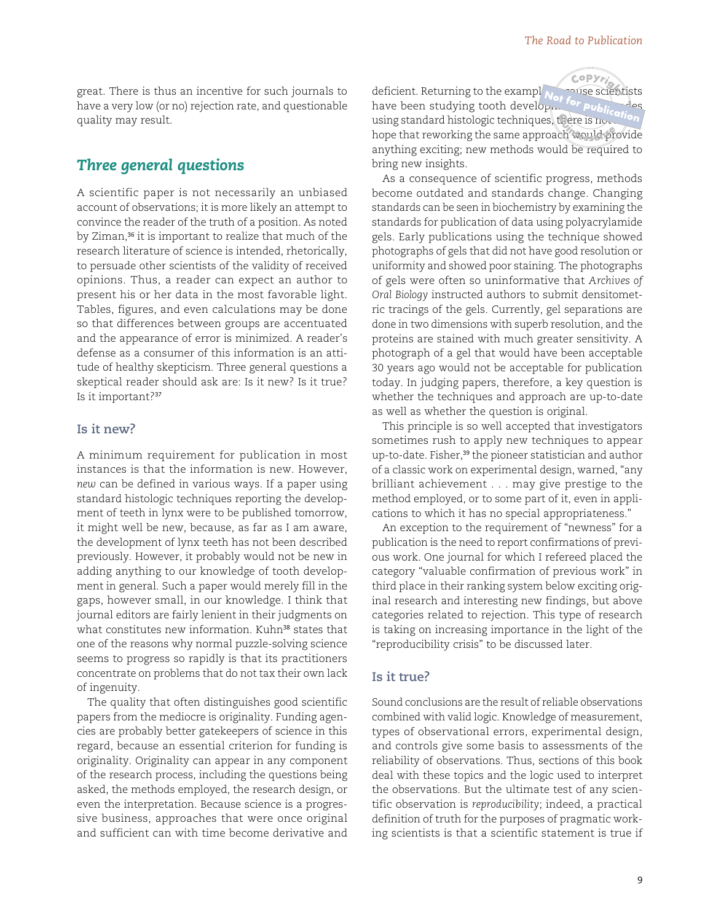great. There is thus an incentive for such journals to have a very low (or no) rejection rate, and questionable quality may result.

## Three general questions

A scientific paper is not necessarily an unbiased account of observations; it is more likely an attempt to convince the reader of the truth of a position. As noted by Ziman,[36] it is important to realize that much of the research literature of science is intended, rhetorically, to persuade other scientists of the validity of received opinions. Thus, a reader can expect an author to present his or her data in the most favorable light. Tables, figures, and even calculations may be done so that differences between groups are accentuated and the appearance of error is minimized. A reader's defense as a consumer of this information is an attitude of healthy skepticism. Three general questions a skeptical reader should ask are: Is it new? Is it true? Is it important?[37]

### Is it new?

A minimum requirement for publication in most instances is that the information is new. However, *new* can be defined in various ways. If a paper using standard histologic techniques reporting the development of teeth in lynx were to be published tomorrow, it might well be new, because, as far as I am aware, the development of lynx teeth has not been described previously. However, it probably would not be new in adding anything to our knowledge of tooth development in general. Such a paper would merely fill in the gaps, however small, in our knowledge. I think that journal editors are fairly lenient in their judgments on what constitutes new information. Kuhn[38] states that one of the reasons why normal puzzle-solving science seems to progress so rapidly is that its practitioners concentrate on problems that do not tax their own lack of ingenuity.

The quality that often distinguishes good scientific papers from the mediocre is originality. Funding agencies are probably better gatekeepers of science in this regard, because an essential criterion for funding is originality. Originality can appear in any component of the research process, including the questions being asked, the methods employed, the research design, or even the interpretation. Because science is a progressive business, approaches that were once original and sufficient can with time become derivative and deficient. Returning to the example, because scientists have been studying tooth development for decades using standard histologic techniques, there is not much hope that reworking the same approach would provide anything exciting; new methods would be required to bring new insights.

As a consequence of scientific progress, methods become outdated and standards change. Changing standards can be seen in biochemistry by examining the standards for publication of data using polyacrylamide gels. Early publications using the technique showed photographs of gels that did not have good resolution or uniformity and showed poor staining. The photographs of gels were often so uninformative that *Archives of Oral Biology* instructed authors to submit densitometric tracings of the gels. Currently, gel separations are done in two dimensions with superb resolution, and the proteins are stained with much greater sensitivity. A photograph of a gel that would have been acceptable 30 years ago would not be acceptable for publication today. In judging papers, therefore, a key question is whether the techniques and approach are up-to-date as well as whether the question is original.

This principle is so well accepted that investigators sometimes rush to apply new techniques to appear up-to-date. Fisher,[39] the pioneer statistician and author of a classic work on experimental design, warned, "any brilliant achievement . . . may give prestige to the method employed, or to some part of it, even in applications to which it has no special appropriateness."

An exception to the requirement of "newness" for a publication is the need to report confirmations of previous work. One journal for which I refereed placed the category "valuable confirmation of previous work" in third place in their ranking system below exciting original research and interesting new findings, but above categories related to rejection. This type of research is taking on increasing importance in the light of the "reproducibility crisis" to be discussed later.

### Is it true?

Sound conclusions are the result of reliable observations combined with valid logic. Knowledge of measurement, types of observational errors, experimental design, and controls give some basis to assessments of the reliability of observations. Thus, sections of this book deal with these topics and the logic used to interpret the observations. But the ultimate test of any scientific observation is *reproducibility*; indeed, a practical definition of truth for the purposes of pragmatic working scientists is that a scientific statement is true if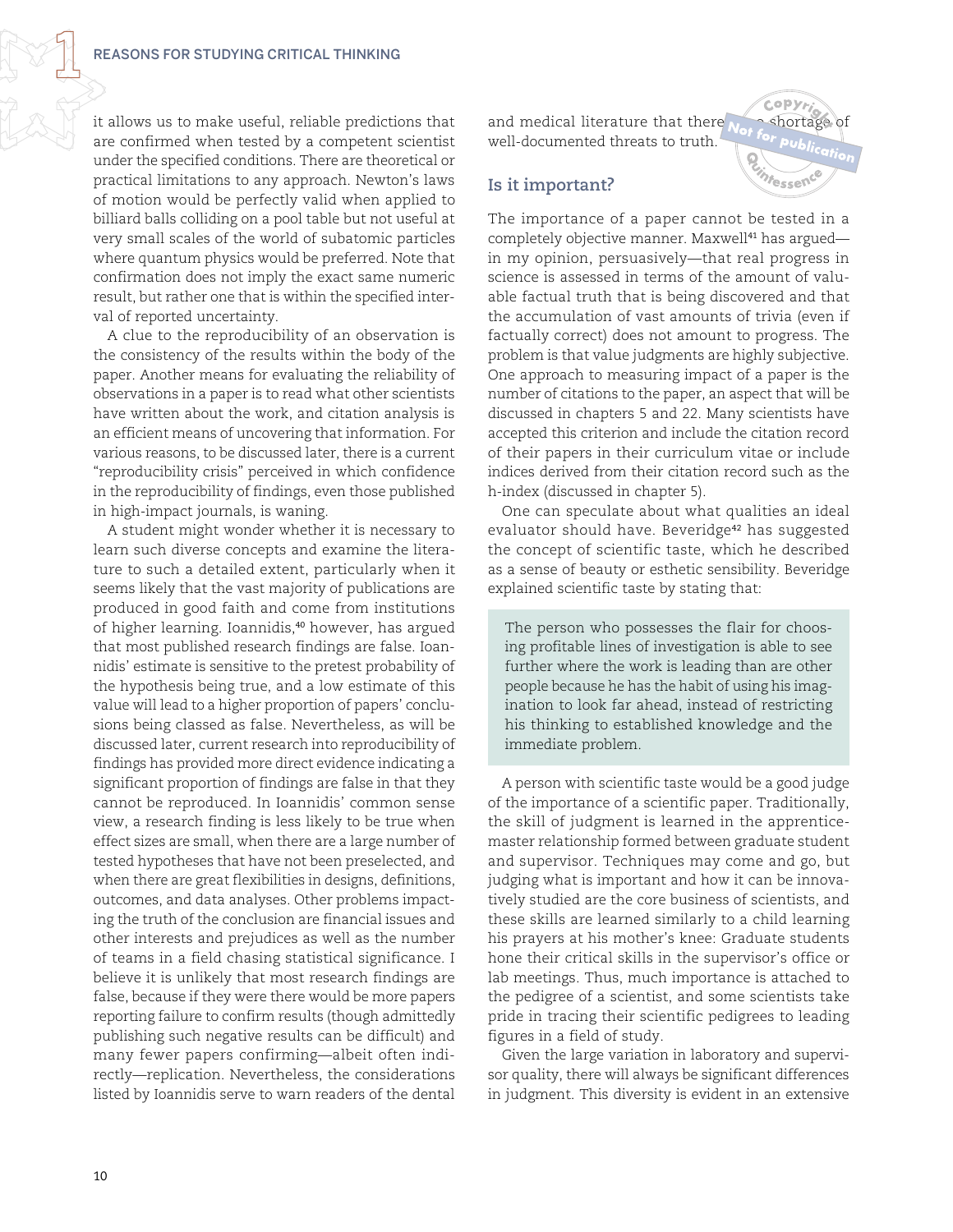it allows us to make useful, reliable predictions that are confirmed when tested by a competent scientist under the specified conditions. There are theoretical or practical limitations to any approach. Newton's laws of motion would be perfectly valid when applied to billiard balls colliding on a pool table but not useful at very small scales of the world of subatomic particles where quantum physics would be preferred. Note that confirmation does not imply the exact same numeric result, but rather one that is within the specified interval of reported uncertainty.

A clue to the reproducibility of an observation is the consistency of the results within the body of the paper. Another means for evaluating the reliability of observations in a paper is to read what other scientists have written about the work, and citation analysis is an efficient means of uncovering that information. For various reasons, to be discussed later, there is a current "reproducibility crisis" perceived in which confidence in the reproducibility of findings, even those published in high-impact journals, is waning.

A student might wonder whether it is necessary to learn such diverse concepts and examine the literature to such a detailed extent, particularly when it seems likely that the vast majority of publications are produced in good faith and come from institutions of higher learning. Ioannidis,[40] however, has argued that most published research findings are false. Ioannidis' estimate is sensitive to the pretest probability of the hypothesis being true, and a low estimate of this value will lead to a higher proportion of papers' conclusions being classed as false. Nevertheless, as will be discussed later, current research into reproducibility of findings has provided more direct evidence indicating a significant proportion of findings are false in that they cannot be reproduced. In Ioannidis' common sense view, a research finding is less likely to be true when effect sizes are small, when there are a large number of tested hypotheses that have not been preselected, and when there are great flexibilities in designs, definitions, outcomes, and data analyses. Other problems impacting the truth of the conclusion are financial issues and other interests and prejudices as well as the number of teams in a field chasing statistical significance. I believe it is unlikely that most research findings are false, because if they were there would be more papers reporting failure to confirm results (though admittedly publishing such negative results can be difficult) and many fewer papers confirming—albeit often indirectly—replication. Nevertheless, the considerations listed by Ioannidis serve to warn readers of the dental and medical literature that there is no shortage of well-documented threats to truth.

## Is it important?

The importance of a paper cannot be tested in a completely objective manner. Maxwell[41] has argued—in my opinion, persuasively—that real progress in science is assessed in terms of the amount of valuable factual truth that is being discovered and that the accumulation of vast amounts of trivia (even if factually correct) does not amount to progress. The problem is that value judgments are highly subjective. One approach to measuring impact of a paper is the number of citations to the paper, an aspect that will be discussed in chapters 5 and 22. Many scientists have accepted this criterion and include the citation record of their papers in their curriculum vitae or include indices derived from their citation record such as the h-index (discussed in chapter 5).

One can speculate about what qualities an ideal evaluator should have. Beveridge[42] has suggested the concept of scientific taste, which he described as a sense of beauty or esthetic sensibility. Beveridge explained scientific taste by stating that:

> The person who possesses the flair for choosing profitable lines of investigation is able to see further where the work is leading than are other people because he has the habit of using his imagination to look far ahead, instead of restricting his thinking to established knowledge and the immediate problem.

A person with scientific taste would be a good judge of the importance of a scientific paper. Traditionally, the skill of judgment is learned in the apprentice-master relationship formed between graduate student and supervisor. Techniques may come and go, but judging what is important and how it can be innovatively studied are the core business of scientists, and these skills are learned similarly to a child learning his prayers at his mother's knee: Graduate students hone their critical skills in the supervisor's office or lab meetings. Thus, much importance is attached to the pedigree of a scientist, and some scientists take pride in tracing their scientific pedigrees to leading figures in a field of study.

Given the large variation in laboratory and supervisor quality, there will always be significant differences in judgment. This diversity is evident in an extensive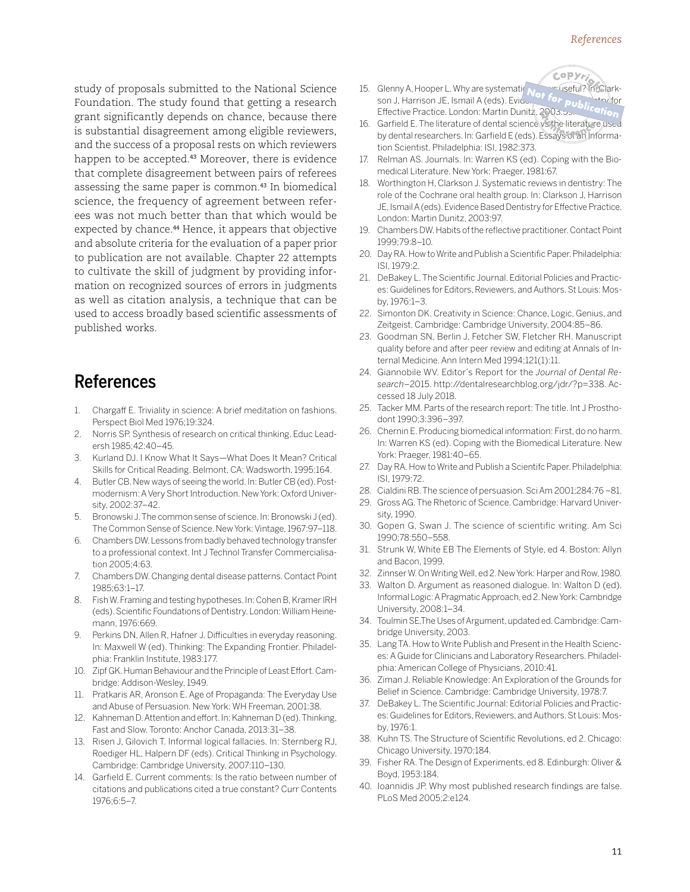study of proposals submitted to the National Science Foundation. The study found that getting a research grant significantly depends on chance, because there is substantial disagreement among eligible reviewers, and the success of a proposal rests on which reviewers happen to be accepted.[43] Moreover, there is evidence that complete disagreement between pairs of referees assessing the same paper is common.[43] In biomedical science, the frequency of agreement between referees was not much better than that which would be expected by chance.[44] Hence, it appears that objective and absolute criteria for the evaluation of a paper prior to publication are not available. Chapter 22 attempts to cultivate the skill of judgment by providing information on recognized sources of errors in judgments as well as citation analysis, a technique that can be used to access broadly based scientific assessments of published works.

## References

1. Chargaff E. Triviality in science: A brief meditation on fashions. Perspect Biol Med 1976;19:324.
2. Norris SP. Synthesis of research on critical thinking. Educ Leadersh 1985;42:40–45.
3. Kurland DJ. I Know What It Says—What Does It Mean? Critical Skills for Critical Reading. Belmont, CA: Wadsworth, 1995:164.
4. Butler CB. New ways of seeing the world. In: Butler CB (ed). Postmodernism: A Very Short Introduction. New York: Oxford University, 2002:37–42.
5. Bronowski J. The common sense of science. In: Bronowski J (ed). The Common Sense of Science. New York: Vintage, 1967:97–118.
6. Chambers DW. Lessons from badly behaved technology transfer to a professional context. Int J Technol Transfer Commercialisation 2005;4:63.
7. Chambers DW. Changing dental disease patterns. Contact Point 1985;63:1–17.
8. Fish W. Framing and testing hypotheses. In: Cohen B, Kramer IRH (eds). Scientific Foundations of Dentistry. London: William Heinemann, 1976:669.
9. Perkins DN, Allen R, Hafner J. Difficulties in everyday reasoning. In: Maxwell W (ed). Thinking: The Expanding Frontier. Philadelphia: Franklin Institute, 1983:177.
10. Zipf GK. Human Behaviour and the Principle of Least Effort. Cambridge: Addison-Wesley, 1949.
11. Pratkaris AR, Aronson E. Age of Propaganda: The Everyday Use and Abuse of Persuasion. New York: WH Freeman, 2001:38.
12. Kahneman D. Attention and effort. In: Kahneman D (ed). Thinking, Fast and Slow. Toronto: Anchor Canada, 2013:31–38.
13. Risen J, Gilovich T. Informal logical fallacies. In: Sternberg RJ, Roediger HL, Halpern DF (eds). Critical Thinking in Psychology. Cambridge: Cambridge University, 2007:110–130.
14. Garfield E. Current comments: Is the ratio between number of citations and publications cited a true constant? Curr Contents 1976;6:5–7.
15. Glenny A, Hooper L. Why are systematic reviews useful? In: Clarkson J, Harrison JE, Ismail A (eds). Evidence Based Dentistry for Effective Practice. London: Martin Dunitz, 2003:59.
16. Garfield E. The literature of dental science vs the literature used by dental researchers. In: Garfield E (eds). Essays of an Information Scientist. Philadelphia: ISI, 1982:373.
17. Relman AS. Journals. In: Warren KS (ed). Coping with the Biomedical Literature. New York: Praeger, 1981:67.
18. Worthington H, Clarkson J. Systematic reviews in dentistry: The role of the Cochrane oral health group. In: Clarkson J, Harrison JE, Ismail A (eds). Evidence Based Dentistry for Effective Practice. London: Martin Dunitz, 2003:97.
19. Chambers DW. Habits of the reflective practitioner. Contact Point 1999;79:8–10.
20. Day RA. How to Write and Publish a Scientific Paper. Philadelphia: ISI, 1979:2.
21. DeBakey L. The Scientific Journal. Editorial Policies and Practices: Guidelines for Editors, Reviewers, and Authors. St Louis: Mosby, 1976:1–3.
22. Simonton DK. Creativity in Science: Chance, Logic, Genius, and Zeitgeist. Cambridge: Cambridge University, 2004:85–86.
23. Goodman SN, Berlin J, Fetcher SW, Fletcher RH. Manuscript quality before and after peer review and editing at Annals of Internal Medicine. Ann Intern Med 1994;121(1):11.
24. Giannobile WV. Editor's Report for the *Journal of Dental Research*–2015. http://dentalresearchblog.org/jdr/?p=338. Accessed 18 July 2018.
25. Tacker MM. Parts of the research report: The title. Int J Prosthodont 1990;3:396–397.
26. Chernin E. Producing biomedical information: First, do no harm. In: Warren KS (ed). Coping with the Biomedical Literature. New York: Praeger, 1981:40–65.
27. Day RA. How to Write and Publish a Scientifc Paper. Philadelphia: ISI, 1979:72.
28. Cialdini RB. The science of persuasion. Sci Am 2001;284:76 –81.
29. Gross AG. The Rhetoric of Science. Cambridge: Harvard University, 1990.
30. Gopen G, Swan J. The science of scientific writing. Am Sci 1990;78:550–558.
31. Strunk W, White EB The Elements of Style, ed 4. Boston: Allyn and Bacon, 1999.
32. Zinnser W. On Writing Well, ed 2. New York: Harper and Row, 1980.
33. Walton D. Argument as reasoned dialogue. In: Walton D (ed). Informal Logic: A Pragmatic Approach, ed 2. New York: Cambridge University, 2008:1–34.
34. Toulmin SE,The Uses of Argument, updated ed. Cambridge: Cambridge University, 2003.
35. Lang TA. How to Write Publish and Present in the Health Sciences: A Guide for Clinicians and Laboratory Researchers. Philadelphia: American College of Physicians, 2010:41.
36. Ziman J. Reliable Knowledge: An Exploration of the Grounds for Belief in Science. Cambridge: Cambridge University, 1978:7.
37. DeBakey L. The Scientific Journal. Editorial Policies and Practices: Guidelines for Editors, Reviewers, and Authors. St Louis: Mosby, 1976:1.
38. Kuhn TS. The Structure of Scientific Revolutions, ed 2. Chicago: Chicago University, 1970:184.
39. Fisher RA. The Design of Experiments, ed 8. Edinburgh: Oliver & Boyd, 1953:184.
40. Ioannidis JP. Why most published research findings are false. PLoS Med 2005;2:e124.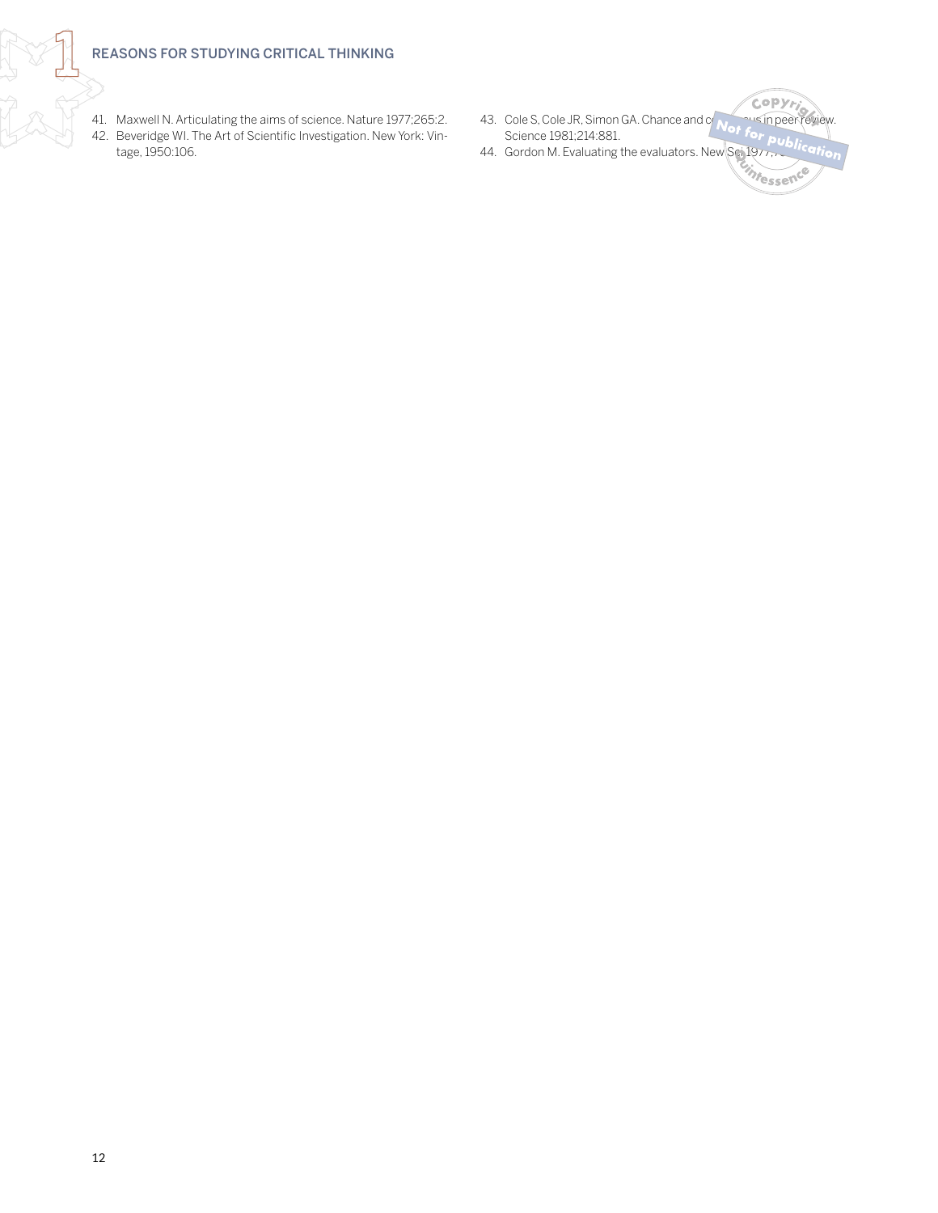41. Maxwell N. Articulating the aims of science. Nature 1977;265:2.
42. Beveridge WI. The Art of Scientific Investigation. New York: Vintage, 1950:106.
43. Cole S, Cole JR, Simon GA. Chance and consensus in peer review. Science 1981;214:881.
44. Gordon M. Evaluating the evaluators. New Sci 1977;7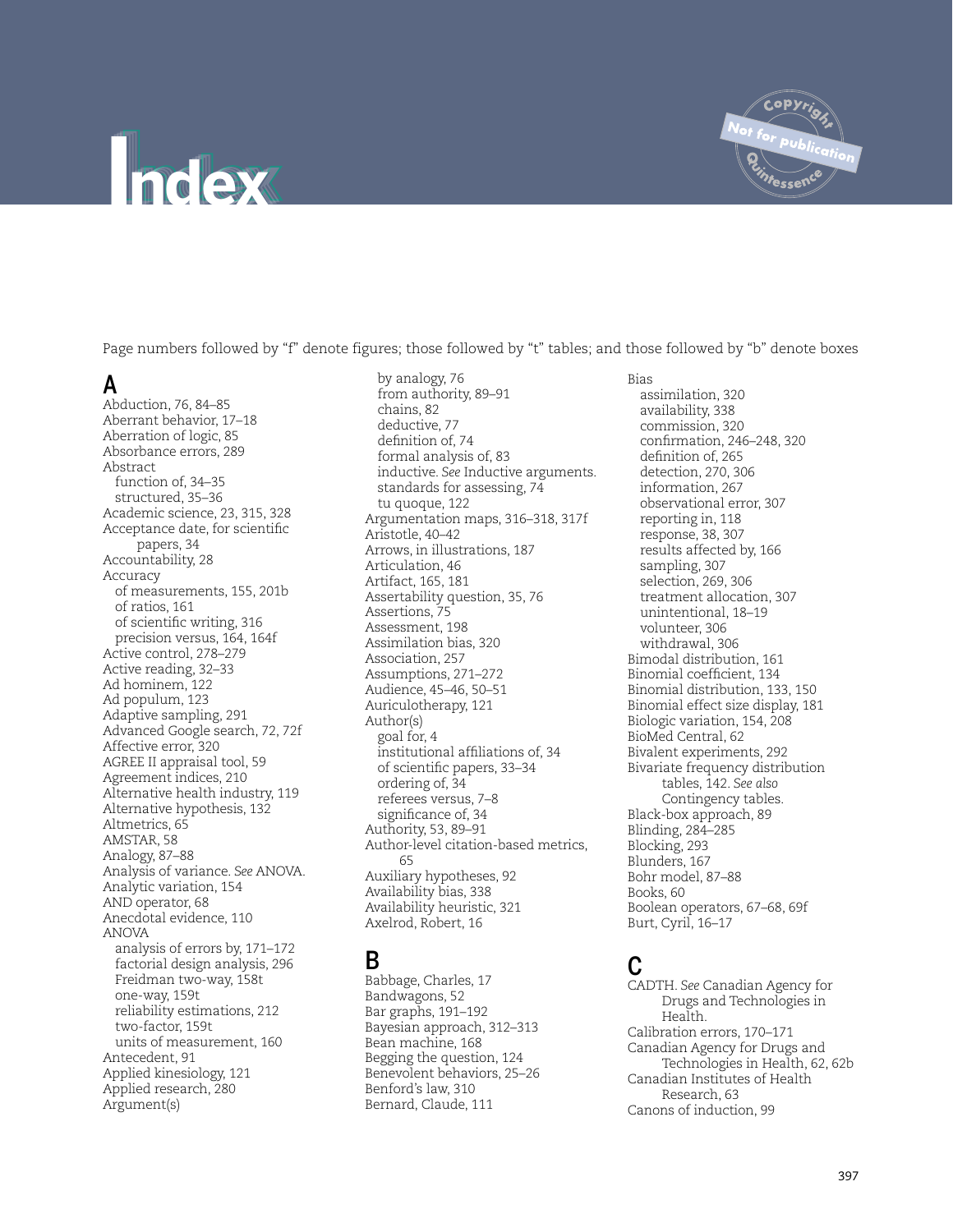# Index

Page numbers followed by "f" denote figures; those followed by "t" tables; and those followed by "b" denote boxes

## A

Abduction, 76, 84–85
Aberrant behavior, 17–18
Aberration of logic, 85
Absorbance errors, 289
Abstract
  function of, 34–35
  structured, 35–36
Academic science, 23, 315, 328
Acceptance date, for scientific papers, 34
Accountability, 28
Accuracy
  of measurements, 155, 201b
  of ratios, 161
  of scientific writing, 316
  precision versus, 164, 164f
Active control, 278–279
Active reading, 32–33
Ad hominem, 122
Ad populum, 123
Adaptive sampling, 291
Advanced Google search, 72, 72f
Affective error, 320
AGREE II appraisal tool, 59
Agreement indices, 210
Alternative health industry, 119
Alternative hypothesis, 132
Altmetrics, 65
AMSTAR, 58
Analogy, 87–88
Analysis of variance. *See* ANOVA.
Analytic variation, 154
AND operator, 68
Anecdotal evidence, 110
ANOVA
  analysis of errors by, 171–172
  factorial design analysis, 296
  Freidman two-way, 158t
  one-way, 159t
  reliability estimations, 212
  two-factor, 159t
  units of measurement, 160
Antecedent, 91
Applied kinesiology, 121
Applied research, 280
Argument(s)
  by analogy, 76
  from authority, 89–91
  chains, 82
  deductive, 77
  definition of, 74
  formal analysis of, 83
  inductive. *See* Inductive arguments.
  standards for assessing, 74
  tu quoque, 122
Argumentation maps, 316–318, 317f
Aristotle, 40–42
Arrows, in illustrations, 187
Articulation, 46
Artifact, 165, 181
Assertability question, 35, 76
Assertions, 75
Assessment, 198
Assimilation bias, 320
Association, 257
Assumptions, 271–272
Audience, 45–46, 50–51
Auriculotherapy, 121
Author(s)
  goal for, 4
  institutional affiliations of, 34
  of scientific papers, 33–34
  ordering of, 34
  referees versus, 7–8
  significance of, 34
Authority, 53, 89–91
Author-level citation-based metrics, 65
Auxiliary hypotheses, 92
Availability bias, 338
Availability heuristic, 321
Axelrod, Robert, 16

## B

Babbage, Charles, 17
Bandwagons, 52
Bar graphs, 191–192
Bayesian approach, 312–313
Bean machine, 168
Begging the question, 124
Benevolent behaviors, 25–26
Benford's law, 310
Bernard, Claude, 111
Bias
  assimilation, 320
  availability, 338
  commission, 320
  confirmation, 246–248, 320
  definition of, 265
  detection, 270, 306
  information, 267
  observational error, 307
  reporting in, 118
  response, 38, 307
  results affected by, 166
  sampling, 307
  selection, 269, 306
  treatment allocation, 307
  unintentional, 18–19
  volunteer, 306
  withdrawal, 306
Bimodal distribution, 161
Binomial coefficient, 134
Binomial distribution, 133, 150
Binomial effect size display, 181
Biologic variation, 154, 208
BioMed Central, 62
Bivalent experiments, 292
Bivariate frequency distribution tables, 142. *See also* Contingency tables.
Black-box approach, 89
Blinding, 284–285
Blocking, 293
Blunders, 167
Bohr model, 87–88
Books, 60
Boolean operators, 67–68, 69f
Burt, Cyril, 16–17

## C

CADTH. *See* Canadian Agency for Drugs and Technologies in Health.
Calibration errors, 170–171
Canadian Agency for Drugs and Technologies in Health, 62, 62b
Canadian Institutes of Health Research, 63
Canons of induction, 99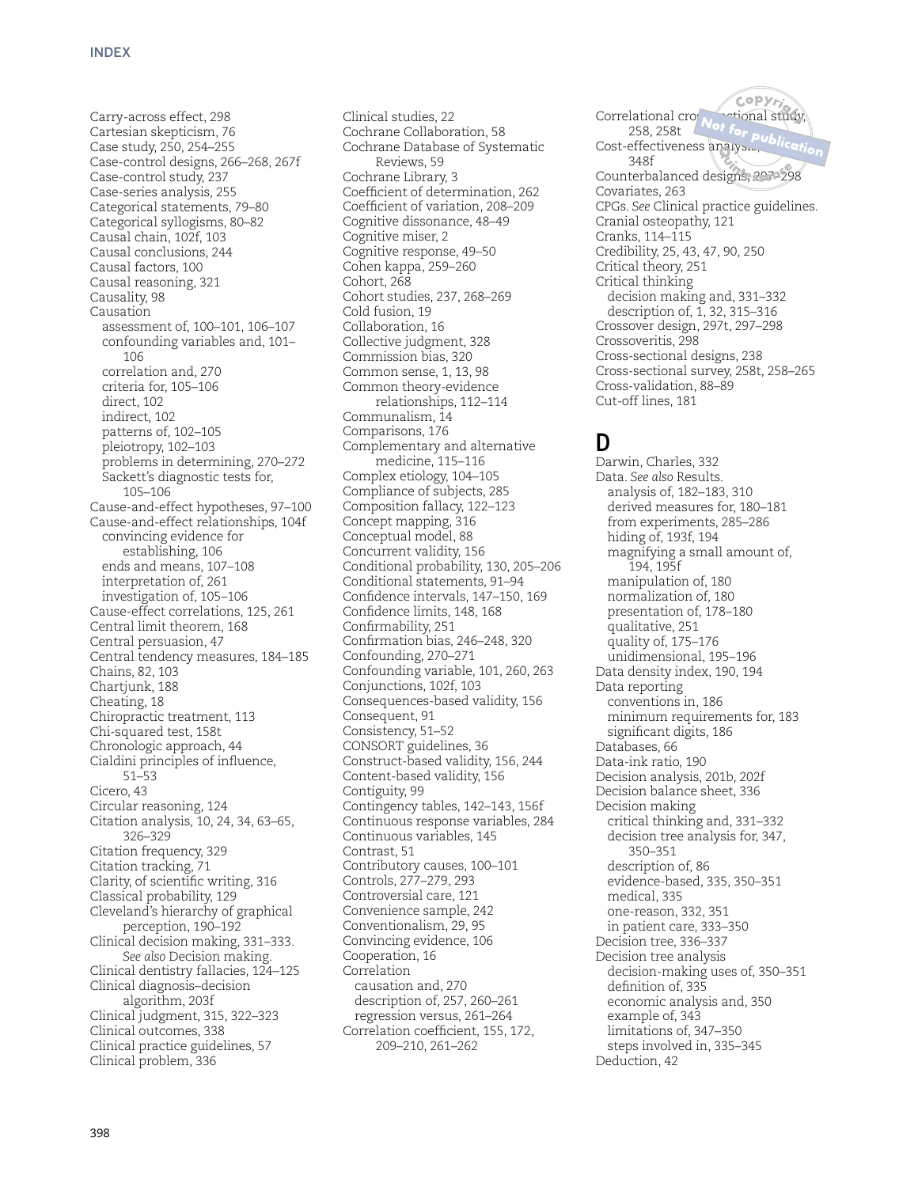Carry-across effect, 298
Cartesian skepticism, 76
Case study, 250, 254–255
Case-control designs, 266–268, 267f
Case-control study, 237
Case-series analysis, 255
Categorical statements, 79–80
Categorical syllogisms, 80–82
Causal chain, 102f, 103
Causal conclusions, 244
Causal factors, 100
Causal reasoning, 321
Causality, 98
Causation
  assessment of, 100–101, 106–107
  confounding variables and, 101–106
  correlation and, 270
  criteria for, 105–106
  direct, 102
  indirect, 102
  patterns of, 102–105
  pleiotropy, 102–103
  problems in determining, 270–272
  Sackett's diagnostic tests for, 105–106
Cause-and-effect hypotheses, 97–100
Cause-and-effect relationships, 104f
  convincing evidence for establishing, 106
  ends and means, 107–108
  interpretation of, 261
  investigation of, 105–106
Cause-effect correlations, 125, 261
Central limit theorem, 168
Central persuasion, 47
Central tendency measures, 184–185
Chains, 82, 103
Chartjunk, 188
Cheating, 18
Chiropractic treatment, 113
Chi-squared test, 158t
Chronologic approach, 44
Cialdini principles of influence, 51–53
Cicero, 43
Circular reasoning, 124
Citation analysis, 10, 24, 34, 63–65, 326–329
Citation frequency, 329
Citation tracking, 71
Clarity, of scientific writing, 316
Classical probability, 129
Cleveland's hierarchy of graphical perception, 190–192
Clinical decision making, 331–333. *See also* Decision making.
Clinical dentistry fallacies, 124–125
Clinical diagnosis–decision algorithm, 203f
Clinical judgment, 315, 322–323
Clinical outcomes, 338
Clinical practice guidelines, 57
Clinical problem, 336
Clinical studies, 22
Cochrane Collaboration, 58
Cochrane Database of Systematic Reviews, 59
Cochrane Library, 3
Coefficient of determination, 262
Coefficient of variation, 208–209
Cognitive dissonance, 48–49
Cognitive miser, 2
Cognitive response, 49–50
Cohen kappa, 259–260
Cohort, 268
Cohort studies, 237, 268–269
Cold fusion, 19
Collaboration, 16
Collective judgment, 328
Commission bias, 320
Common sense, 1, 13, 98
Common theory-evidence relationships, 112–114
Communalism, 14
Comparisons, 176
Complementary and alternative medicine, 115–116
Complex etiology, 104–105
Compliance of subjects, 285
Composition fallacy, 122–123
Concept mapping, 316
Conceptual model, 88
Concurrent validity, 156
Conditional probability, 130, 205–206
Conditional statements, 91–94
Confidence intervals, 147–150, 169
Confidence limits, 148, 168
Confirmability, 251
Confirmation bias, 246–248, 320
Confounding, 270–271
Confounding variable, 101, 260, 263
Conjunctions, 102f, 103
Consequences-based validity, 156
Consequent, 91
Consistency, 51–52
CONSORT guidelines, 36
Construct-based validity, 156, 244
Content-based validity, 156
Contiguity, 99
Contingency tables, 142–143, 156f
Continuous response variables, 284
Continuous variables, 145
Contrast, 51
Contributory causes, 100–101
Controls, 277–279, 293
Controversial care, 121
Convenience sample, 242
Conventionalism, 29, 95
Convincing evidence, 106
Cooperation, 16
Correlation
  causation and, 270
  description of, 257, 260–261
  regression versus, 261–264
Correlation coefficient, 155, 172, 209–210, 261–262
Correlational cross-sectional study, 258, 258t
Cost-effectiveness analysis, 348f
Counterbalanced designs, 297–298
Covariates, 263
CPGs. *See* Clinical practice guidelines.
Cranial osteopathy, 121
Cranks, 114–115
Credibility, 25, 43, 47, 90, 250
Critical theory, 251
Critical thinking
  decision making and, 331–332
  description of, 1, 32, 315–316
Crossover design, 297t, 297–298
Crossoveritis, 298
Cross-sectional designs, 238
Cross-sectional survey, 258t, 258–265
Cross-validation, 88–89
Cut-off lines, 181

## D

Darwin, Charles, 332
Data. *See also* Results.
  analysis of, 182–183, 310
  derived measures for, 180–181
  from experiments, 285–286
  hiding of, 193f, 194
  magnifying a small amount of, 194, 195f
  manipulation of, 180
  normalization of, 180
  presentation of, 178–180
  qualitative, 251
  quality of, 175–176
  unidimensional, 195–196
Data density index, 190, 194
Data reporting
  conventions in, 186
  minimum requirements for, 183
  significant digits, 186
Databases, 66
Data-ink ratio, 190
Decision analysis, 201b, 202f
Decision balance sheet, 336
Decision making
  critical thinking and, 331–332
  decision tree analysis for, 347, 350–351
  description of, 86
  evidence-based, 335, 350–351
  medical, 335
  one-reason, 332, 351
  in patient care, 333–350
Decision tree, 336–337
Decision tree analysis
  decision-making uses of, 350–351
  definition of, 335
  economic analysis and, 350
  example of, 343
  limitations of, 347–350
  steps involved in, 335–345
Deduction, 42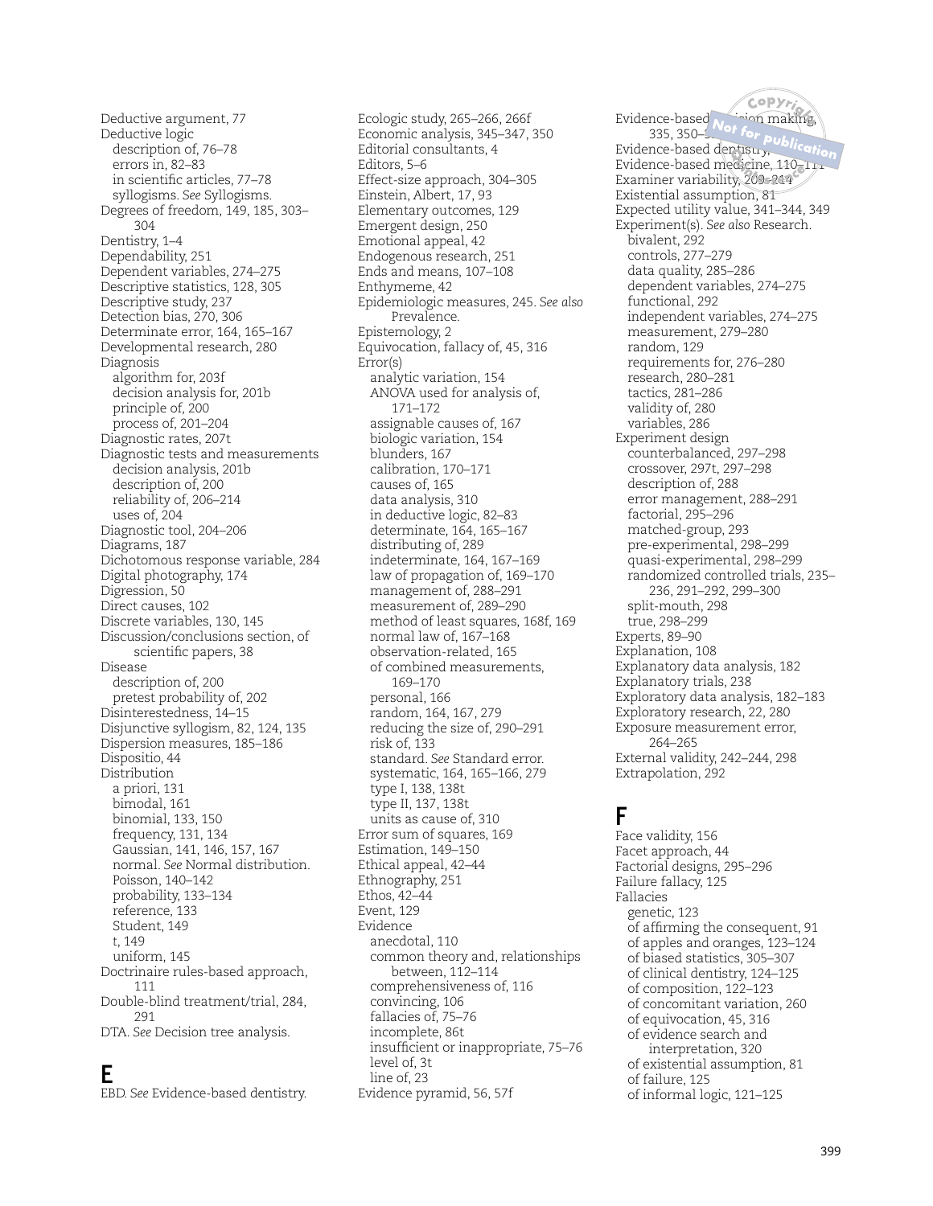Deductive argument, 77
Deductive logic
  description of, 76–78
  errors in, 82–83
  in scientific articles, 77–78
  syllogisms. *See* Syllogisms.
Degrees of freedom, 149, 185, 303–304
Dentistry, 1–4
Dependability, 251
Dependent variables, 274–275
Descriptive statistics, 128, 305
Descriptive study, 237
Detection bias, 270, 306
Determinate error, 164, 165–167
Developmental research, 280
Diagnosis
  algorithm for, 203f
  decision analysis for, 201b
  principle of, 200
  process of, 201–204
Diagnostic rates, 207t
Diagnostic tests and measurements
  decision analysis, 201b
  description of, 200
  reliability of, 206–214
  uses of, 204
Diagnostic tool, 204–206
Diagrams, 187
Dichotomous response variable, 284
Digital photography, 174
Digression, 50
Direct causes, 102
Discrete variables, 130, 145
Discussion/conclusions section, of scientific papers, 38
Disease
  description of, 200
  pretest probability of, 202
Disinterestedness, 14–15
Disjunctive syllogism, 82, 124, 135
Dispersion measures, 185–186
Dispositio, 44
Distribution
  a priori, 131
  bimodal, 161
  binomial, 133, 150
  frequency, 131, 134
  Gaussian, 141, 146, 157, 167
  normal. *See* Normal distribution.
  Poisson, 140–142
  probability, 133–134
  reference, 133
  Student, 149
  *t*, 149
  uniform, 145
Doctrinaire rules-based approach, 111
Double-blind treatment/trial, 284, 291
DTA. *See* Decision tree analysis.

# E

EBD. *See* Evidence-based dentistry.
Ecologic study, 265–266, 266f
Economic analysis, 345–347, 350
Editorial consultants, 4
Editors, 5–6
Effect-size approach, 304–305
Einstein, Albert, 17, 93
Elementary outcomes, 129
Emergent design, 250
Emotional appeal, 42
Endogenous research, 251
Ends and means, 107–108
Enthymeme, 42
Epidemiologic measures, 245. *See also* Prevalence.
Epistemology, 2
Equivocation, fallacy of, 45, 316
Error(s)
  analytic variation, 154
  ANOVA used for analysis of, 171–172
  assignable causes of, 167
  biologic variation, 154
  blunders, 167
  calibration, 170–171
  causes of, 165
  data analysis, 310
  in deductive logic, 82–83
  determinate, 164, 165–167
  distributing of, 289
  indeterminate, 164, 167–169
  law of propagation of, 169–170
  management of, 288–291
  measurement of, 289–290
  method of least squares, 168f, 169
  normal law of, 167–168
  observation-related, 165
  of combined measurements, 169–170
  personal, 166
  random, 164, 167, 279
  reducing the size of, 290–291
  risk of, 133
  standard. *See* Standard error.
  systematic, 164, 165–166, 279
  type I, 138, 138t
  type II, 137, 138t
  units as cause of, 310
Error sum of squares, 169
Estimation, 149–150
Ethical appeal, 42–44
Ethnography, 251
Ethos, 42–44
Event, 129
Evidence
  anecdotal, 110
  common theory and, relationships between, 112–114
  comprehensiveness of, 116
  convincing, 106
  fallacies of, 75–76
  incomplete, 86t
  insufficient or inappropriate, 75–76
  level of, 3t
  line of, 23
Evidence pyramid, 56, 57f
Evidence-based decision making, 335, 350–3…
Evidence-based dentistry, …
Evidence-based medicine, 110–111
Examiner variability, 209–214
Existential assumption, 81
Expected utility value, 341–344, 349
Experiment(s). *See also* Research.
  bivalent, 292
  controls, 277–279
  data quality, 285–286
  dependent variables, 274–275
  functional, 292
  independent variables, 274–275
  measurement, 279–280
  random, 129
  requirements for, 276–280
  research, 280–281
  tactics, 281–286
  validity of, 280
  variables, 286
Experiment design
  counterbalanced, 297–298
  crossover, 297t, 297–298
  description of, 288
  error management, 288–291
  factorial, 295–296
  matched-group, 293
  pre-experimental, 298–299
  quasi-experimental, 298–299
  randomized controlled trials, 235–236, 291–292, 299–300
  split-mouth, 298
  true, 298–299
Experts, 89–90
Explanation, 108
Explanatory data analysis, 182
Explanatory trials, 238
Exploratory data analysis, 182–183
Exploratory research, 22, 280
Exposure measurement error, 264–265
External validity, 242–244, 298
Extrapolation, 292

# F

Face validity, 156
Facet approach, 44
Factorial designs, 295–296
Failure fallacy, 125
Fallacies
  genetic, 123
  of affirming the consequent, 91
  of apples and oranges, 123–124
  of biased statistics, 305–307
  of clinical dentistry, 124–125
  of composition, 122–123
  of concomitant variation, 260
  of equivocation, 45, 316
  of evidence search and interpretation, 320
  of existential assumption, 81
  of failure, 125
  of informal logic, 121–125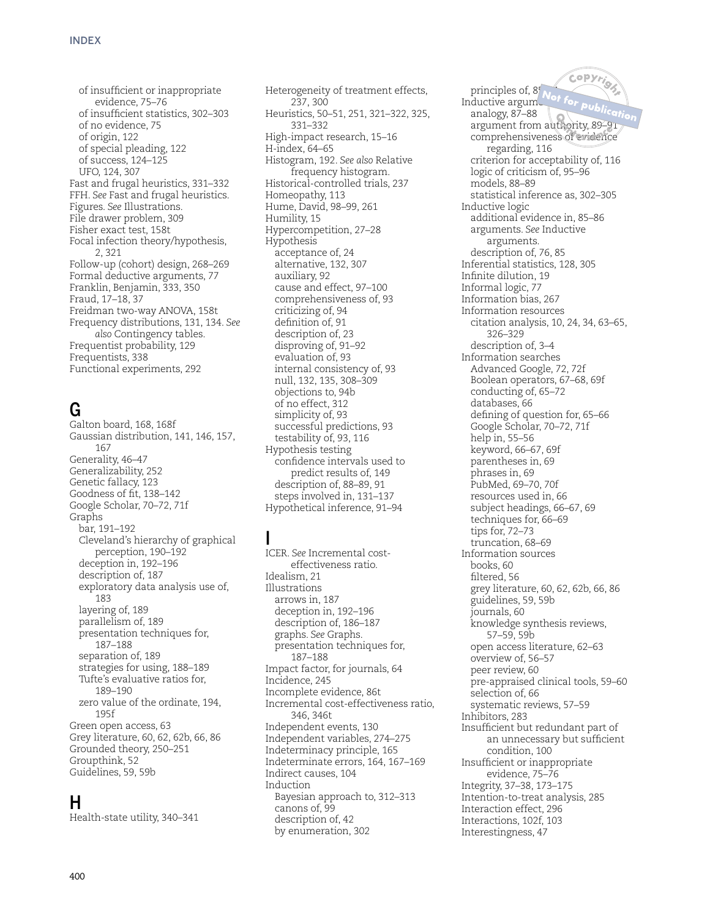of insufficient or inappropriate evidence, 75–76
of insufficient statistics, 302–303
of no evidence, 75
of origin, 122
of special pleading, 122
of success, 124–125
UFO, 124, 307

Fast and frugal heuristics, 331–332
FFH. *See* Fast and frugal heuristics.
Figures. *See* Illustrations.
File drawer problem, 309
Fisher exact test, 158t
Focal infection theory/hypothesis, 2, 321
Follow-up (cohort) design, 268–269
Formal deductive arguments, 77
Franklin, Benjamin, 333, 350
Fraud, 17–18, 37
Freidman two-way ANOVA, 158t
Frequency distributions, 131, 134. *See also* Contingency tables.
Frequentist probability, 129
Frequentists, 338
Functional experiments, 292

## G

Galton board, 168, 168f
Gaussian distribution, 141, 146, 157, 167
Generality, 46–47
Generalizability, 252
Genetic fallacy, 123
Goodness of fit, 138–142
Google Scholar, 70–72, 71f
Graphs
bar, 191–192
Cleveland's hierarchy of graphical perception, 190–192
deception in, 192–196
description of, 187
exploratory data analysis use of, 183
layering of, 189
parallelism of, 189
presentation techniques for, 187–188
separation of, 189
strategies for using, 188–189
Tufte's evaluative ratios for, 189–190
zero value of the ordinate, 194, 195f

Green open access, 63
Grey literature, 60, 62, 62b, 66, 86
Grounded theory, 250–251
Groupthink, 52
Guidelines, 59, 59b

## H

Health-state utility, 340–341
Heterogeneity of treatment effects, 237, 300
Heuristics, 50–51, 251, 321–322, 325, 331–332
High-impact research, 15–16
H-index, 64–65
Histogram, 192. *See also* Relative frequency histogram.
Historical-controlled trials, 237
Homeopathy, 113
Hume, David, 98–99, 261
Humility, 15
Hypercompetition, 27–28
Hypothesis
acceptance of, 24
alternative, 132, 307
auxiliary, 92
cause and effect, 97–100
comprehensiveness of, 93
criticizing of, 94
definition of, 91
description of, 23
disproving of, 91–92
evaluation of, 93
internal consistency of, 93
null, 132, 135, 308–309
objections to, 94b
of no effect, 312
simplicity of, 93
successful predictions, 93
testability of, 93, 116

Hypothesis testing
confidence intervals used to predict results of, 149
description of, 88–89, 91
steps involved in, 131–137

Hypothetical inference, 91–94

## I

ICER. *See* Incremental cost-effectiveness ratio.
Idealism, 21
Illustrations
arrows in, 187
deception in, 192–196
description of, 186–187
graphs. *See* Graphs.
presentation techniques for, 187–188

Impact factor, for journals, 64
Incidence, 245
Incomplete evidence, 86t
Incremental cost-effectiveness ratio, 346, 346t
Independent events, 130
Independent variables, 274–275
Indeterminacy principle, 165
Indeterminate errors, 164, 167–169
Indirect causes, 104
Induction
Bayesian approach to, 312–313
canons of, 99
description of, 42
by enumeration, 302
principles of, 8…

Inductive argume…
analogy, 87–88
argument from authority, 89–91
comprehensiveness of evidence regarding, 116
criterion for acceptability of, 116
logic of criticism of, 95–96
models, 88–89
statistical inference as, 302–305

Inductive logic
additional evidence in, 85–86
arguments. *See* Inductive arguments.
description of, 76, 85

Inferential statistics, 128, 305
Infinite dilution, 19
Informal logic, 77
Information bias, 267
Information resources
citation analysis, 10, 24, 34, 63–65, 326–329
description of, 3–4

Information searches
Advanced Google, 72, 72f
Boolean operators, 67–68, 69f
conducting of, 65–72
databases, 66
defining of question for, 65–66
Google Scholar, 70–72, 71f
help in, 55–56
keyword, 66–67, 69f
parentheses in, 69
phrases in, 69
PubMed, 69–70, 70f
resources used in, 66
subject headings, 66–67, 69
techniques for, 66–69
tips for, 72–73
truncation, 68–69

Information sources
books, 60
filtered, 56
grey literature, 60, 62, 62b, 66, 86
guidelines, 59, 59b
journals, 60
knowledge synthesis reviews, 57–59, 59b
open access literature, 62–63
overview of, 56–57
peer review, 60
pre-appraised clinical tools, 59–60
selection of, 66
systematic reviews, 57–59

Inhibitors, 283
Insufficient but redundant part of an unnecessary but sufficient condition, 100
Insufficient or inappropriate evidence, 75–76
Integrity, 37–38, 173–175
Intention-to-treat analysis, 285
Interaction effect, 296
Interactions, 102f, 103
Interestingness, 47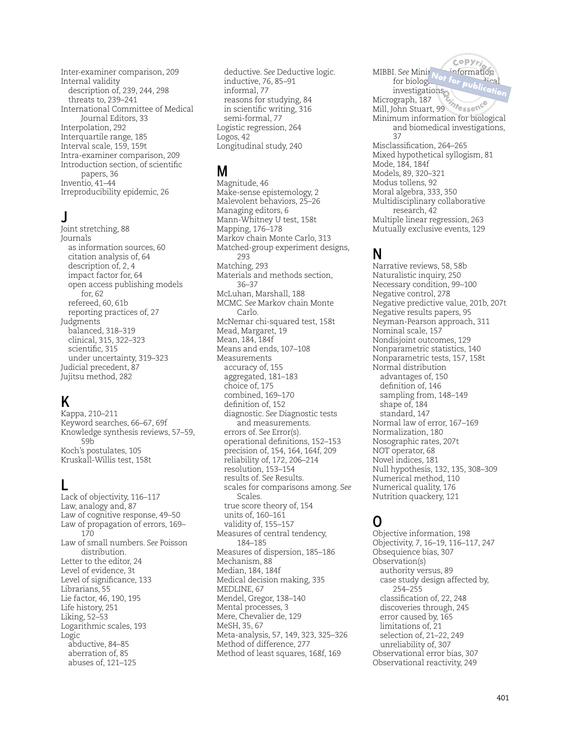Inter-examiner comparison, 209
Internal validity
  description of, 239, 244, 298
  threats to, 239–241
International Committee of Medical Journal Editors, 33
Interpolation, 292
Interquartile range, 185
Interval scale, 159, 159t
Intra-examiner comparison, 209
Introduction section, of scientific papers, 36
Inventio, 41–44
Irreproducibility epidemic, 26

## J

Joint stretching, 88
Journals
  as information sources, 60
  citation analysis of, 64
  description of, 2, 4
  impact factor for, 64
  open access publishing models for, 62
  refereed, 60, 61b
  reporting practices of, 27
Judgments
  balanced, 318–319
  clinical, 315, 322–323
  scientific, 315
  under uncertainty, 319–323
Judicial precedent, 87
Jujitsu method, 282

## K

Kappa, 210–211
Keyword searches, 66–67, 69f
Knowledge synthesis reviews, 57–59, 59b
Koch's postulates, 105
Kruskall-Willis test, 158t

## L

Lack of objectivity, 116–117
Law, analogy and, 87
Law of cognitive response, 49–50
Law of propagation of errors, 169–170
Law of small numbers. *See* Poisson distribution.
Letter to the editor, 24
Level of evidence, 3t
Level of significance, 133
Librarians, 55
Lie factor, 46, 190, 195
Life history, 251
Liking, 52–53
Logarithmic scales, 193
Logic
  abductive, 84–85
  aberration of, 85
  abuses of, 121–125
  deductive. *See* Deductive logic.
  inductive, 76, 85–91
  informal, 77
  reasons for studying, 84
  in scientific writing, 316
  semi-formal, 77
Logistic regression, 264
Logos, 42
Longitudinal study, 240

## M

Magnitude, 46
Make-sense epistemology, 2
Malevolent behaviors, 25–26
Managing editors, 6
Mann-Whitney U test, 158t
Mapping, 176–178
Markov chain Monte Carlo, 313
Matched-group experiment designs, 293
Matching, 293
Materials and methods section, 36–37
McLuhan, Marshall, 188
MCMC. *See* Markov chain Monte Carlo.
McNemar chi-squared test, 158t
Mead, Margaret, 19
Mean, 184, 184f
Means and ends, 107–108
Measurements
  accuracy of, 155
  aggregated, 181–183
  choice of, 175
  combined, 169–170
  definition of, 152
  diagnostic. *See* Diagnostic tests and measurements.
  errors of. *See* Error(s).
  operational definitions, 152–153
  precision of, 154, 164, 164f, 209
  reliability of, 172, 206–214
  resolution, 153–154
  results of. *See* Results.
  scales for comparisons among. *See* Scales.
  true score theory of, 154
  units of, 160–161
  validity of, 155–157
Measures of central tendency, 184–185
Measures of dispersion, 185–186
Mechanism, 88
Median, 184, 184f
Medical decision making, 335
MEDLINE, 67
Mendel, Gregor, 138–140
Mental processes, 3
Mere, Chevalier de, 129
MeSH, 35, 67
Meta-analysis, 57, 149, 323, 325–326
Method of difference, 277
Method of least squares, 168f, 169
MIBBI. *See* Minimum information for biological and biomedical investigations.
Micrograph, 187
Mill, John Stuart, 99
Minimum information for biological and biomedical investigations, 37
Misclassification, 264–265
Mixed hypothetical syllogism, 81
Mode, 184, 184f
Models, 89, 320–321
Modus tollens, 92
Moral algebra, 333, 350
Multidisciplinary collaborative research, 42
Multiple linear regression, 263
Mutually exclusive events, 129

## N

Narrative reviews, 58, 58b
Naturalistic inquiry, 250
Necessary condition, 99–100
Negative control, 278
Negative predictive value, 201b, 207t
Negative results papers, 95
Neyman-Pearson approach, 311
Nominal scale, 157
Nondisjoint outcomes, 129
Nonparametric statistics, 140
Nonparametric tests, 157, 158t
Normal distribution
  advantages of, 150
  definition of, 146
  sampling from, 148–149
  shape of, 184
  standard, 147
Normal law of error, 167–169
Normalization, 180
Nosographic rates, 207t
NOT operator, 68
Novel indices, 181
Null hypothesis, 132, 135, 308–309
Numerical method, 110
Numerical quality, 176
Nutrition quackery, 121

## O

Objective information, 198
Objectivity, 7, 16–19, 116–117, 247
Obsequience bias, 307
Observation(s)
  authority versus, 89
  case study design affected by, 254–255
  classification of, 22, 248
  discoveries through, 245
  error caused by, 165
  limitations of, 21
  selection of, 21–22, 249
  unreliability of, 307
Observational error bias, 307
Observational reactivity, 249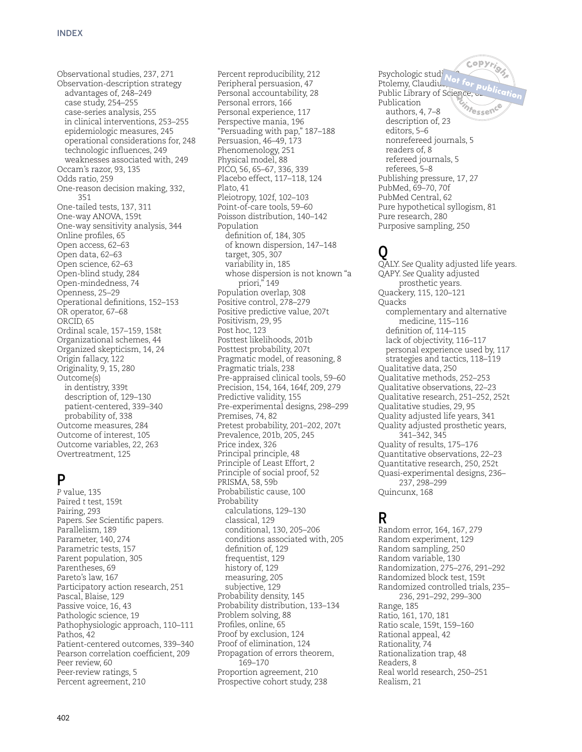Observational studies, 237, 271
Observation-description strategy
  advantages of, 248–249
  case study, 254–255
  case-series analysis, 255
  in clinical interventions, 253–255
  epidemiologic measures, 245
  operational considerations for, 248
  technologic influences, 249
  weaknesses associated with, 249
Occam's razor, 93, 135
Odds ratio, 259
One-reason decision making, 332, 351
One-tailed tests, 137, 311
One-way ANOVA, 159t
One-way sensitivity analysis, 344
Online profiles, 65
Open access, 62–63
Open data, 62–63
Open science, 62–63
Open-blind study, 284
Open-mindedness, 74
Openness, 25–29
Operational definitions, 152–153
OR operator, 67–68
ORCID, 65
Ordinal scale, 157–159, 158t
Organizational schemes, 44
Organized skepticism, 14, 24
Origin fallacy, 122
Originality, 9, 15, 280
Outcome(s)
  in dentistry, 339t
  description of, 129–130
  patient-centered, 339–340
  probability of, 338
Outcome measures, 284
Outcome of interest, 105
Outcome variables, 22, 263
Overtreatment, 125

## P

*P* value, 135
Paired *t* test, 159t
Pairing, 293
Papers. *See* Scientific papers.
Parallelism, 189
Parameter, 140, 274
Parametric tests, 157
Parent population, 305
Parentheses, 69
Pareto's law, 167
Participatory action research, 251
Pascal, Blaise, 129
Passive voice, 16, 43
Pathologic science, 19
Pathophysiologic approach, 110–111
Pathos, 42
Patient-centered outcomes, 339–340
Pearson correlation coefficient, 209
Peer review, 60
Peer-review ratings, 5
Percent agreement, 210
Percent reproducibility, 212
Peripheral persuasion, 47
Personal accountability, 28
Personal errors, 166
Personal experience, 117
Perspective mania, 196
"Persuading with pap," 187–188
Persuasion, 46–49, 173
Phenomenology, 251
Physical model, 88
PICO, 56, 65–67, 336, 339
Placebo effect, 117–118, 124
Plato, 41
Pleiotropy, 102f, 102–103
Point-of-care tools, 59–60
Poisson distribution, 140–142
Population
  definition of, 184, 305
  of known dispersion, 147–148
  target, 305, 307
  variability in, 185
  whose dispersion is not known "a priori," 149
Population overlap, 308
Positive control, 278–279
Positive predictive value, 207t
Positivism, 29, 95
Post hoc, 123
Posttest likelihoods, 201b
Posttest probability, 207t
Pragmatic model, of reasoning, 8
Pragmatic trials, 238
Pre-appraised clinical tools, 59–60
Precision, 154, 164, 164f, 209, 279
Predictive validity, 155
Pre-experimental designs, 298–299
Premises, 74, 82
Pretest probability, 201–202, 207t
Prevalence, 201b, 205, 245
Price index, 326
Principal principle, 48
Principle of Least Effort, 2
Principle of social proof, 52
PRISMA, 58, 59b
Probabilistic cause, 100
Probability
  calculations, 129–130
  classical, 129
  conditional, 130, 205–206
  conditions associated with, 205
  definition of, 129
  frequentist, 129
  history of, 129
  measuring, 205
  subjective, 129
Probability density, 145
Probability distribution, 133–134
Problem solving, 88
Profiles, online, 65
Proof by exclusion, 124
Proof of elimination, 124
Propagation of errors theorem, 169–170
Proportion agreement, 210
Prospective cohort study, 238
Psychologic studi...
Ptolemy, Claudius, ...
Public Library of Science, ...
Publication
  authors, 4, 7–8
  description of, 23
  editors, 5–6
  nonrefereed journals, 5
  readers of, 8
  refereed journals, 5
  referees, 5–8
Publishing pressure, 17, 27
PubMed, 69–70, 70f
PubMed Central, 62
Pure hypothetical syllogism, 81
Pure research, 280
Purposive sampling, 250

## Q

QALY. *See* Quality adjusted life years.
QAPY. *See* Quality adjusted prosthetic years.
Quackery, 115, 120–121
Quacks
  complementary and alternative medicine, 115–116
  definition of, 114–115
  lack of objectivity, 116–117
  personal experience used by, 117
  strategies and tactics, 118–119
Qualitative data, 250
Qualitative methods, 252–253
Qualitative observations, 22–23
Qualitative research, 251–252, 252t
Qualitative studies, 29, 95
Quality adjusted life years, 341
Quality adjusted prosthetic years, 341–342, 345
Quality of results, 175–176
Quantitative observations, 22–23
Quantitative research, 250, 252t
Quasi-experimental designs, 236–237, 298–299
Quincunx, 168

## R

Random error, 164, 167, 279
Random experiment, 129
Random sampling, 250
Random variable, 130
Randomization, 275–276, 291–292
Randomized block test, 159t
Randomized controlled trials, 235–236, 291–292, 299–300
Range, 185
Ratio, 161, 170, 181
Ratio scale, 159t, 159–160
Rational appeal, 42
Rationality, 74
Rationalization trap, 48
Readers, 8
Real world research, 250–251
Realism, 21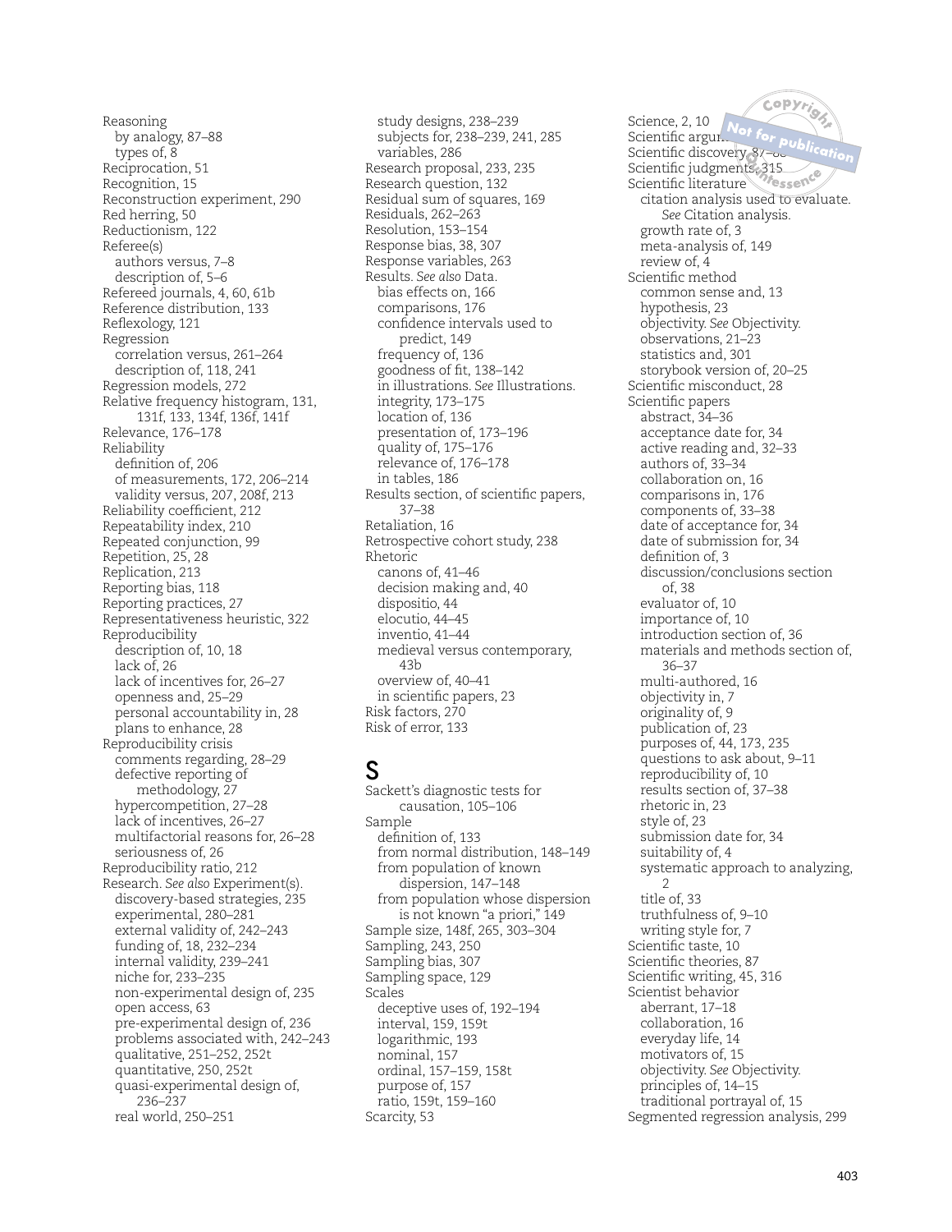Reasoning
- by analogy, 87–88
- types of, 8

Reciprocation, 51
Recognition, 15
Reconstruction experiment, 290
Red herring, 50
Reductionism, 122
Referee(s)
- authors versus, 7–8
- description of, 5–6

Refereed journals, 4, 60, 61b
Reference distribution, 133
Reflexology, 121
Regression
- correlation versus, 261–264
- description of, 118, 241

Regression models, 272
Relative frequency histogram, 131, 131f, 133, 134f, 136f, 141f
Relevance, 176–178
Reliability
- definition of, 206
- of measurements, 172, 206–214
- validity versus, 207, 208f, 213

Reliability coefficient, 212
Repeatability index, 210
Repeated conjunction, 99
Repetition, 25, 28
Replication, 213
Reporting bias, 118
Reporting practices, 27
Representativeness heuristic, 322
Reproducibility
- description of, 10, 18
- lack of, 26
- lack of incentives for, 26–27
- openness and, 25–29
- personal accountability in, 28
- plans to enhance, 28

Reproducibility crisis
- comments regarding, 28–29
- defective reporting of methodology, 27
- hypercompetition, 27–28
- lack of incentives, 26–27
- multifactorial reasons for, 26–28
- seriousness of, 26

Reproducibility ratio, 212
Research. *See also* Experiment(s).
- discovery-based strategies, 235
- experimental, 280–281
- external validity of, 242–243
- funding of, 18, 232–234
- internal validity, 239–241
- niche for, 233–235
- non-experimental design of, 235
- open access, 63
- pre-experimental design of, 236
- problems associated with, 242–243
- qualitative, 251–252, 252t
- quantitative, 250, 252t
- quasi-experimental design of, 236–237
- real world, 250–251
- study designs, 238–239
- subjects for, 238–239, 241, 285
- variables, 286

Research proposal, 233, 235
Research question, 132
Residual sum of squares, 169
Residuals, 262–263
Resolution, 153–154
Response bias, 38, 307
Response variables, 263
Results. *See also* Data.
- bias effects on, 166
- comparisons, 176
- confidence intervals used to predict, 149
- frequency of, 136
- goodness of fit, 138–142
- in illustrations. *See* Illustrations.
- integrity, 173–175
- location of, 136
- presentation of, 173–196
- quality of, 175–176
- relevance of, 176–178
- in tables, 186

Results section, of scientific papers, 37–38
Retaliation, 16
Retrospective cohort study, 238
Rhetoric
- canons of, 41–46
- decision making and, 40
- dispositio, 44
- elocutio, 44–45
- inventio, 41–44
- medieval versus contemporary, 43b
- overview of, 40–41
- in scientific papers, 23

Risk factors, 270
Risk of error, 133

## S

Sackett's diagnostic tests for causation, 105–106
Sample
- definition of, 133
- from normal distribution, 148–149
- from population of known dispersion, 147–148
- from population whose dispersion is not known "a priori," 149

Sample size, 148f, 265, 303–304
Sampling, 243, 250
Sampling bias, 307
Sampling space, 129
Scales
- deceptive uses of, 192–194
- interval, 159, 159t
- logarithmic, 193
- nominal, 157
- ordinal, 157–159, 158t
- purpose of, 157
- ratio, 159t, 159–160

Scarcity, 53
Science, 2, 10
Scientific argu... 87–88
Scientific discovery, 87–88
Scientific judgments, 315
Scientific literature
- citation analysis used to evaluate. *See* Citation analysis.
- growth rate of, 3
- meta-analysis of, 149
- review of, 4

Scientific method
- common sense and, 13
- hypothesis, 23
- objectivity. *See* Objectivity.
- observations, 21–23
- statistics and, 301
- storybook version of, 20–25

Scientific misconduct, 28
Scientific papers
- abstract, 34–36
- acceptance date for, 34
- active reading and, 32–33
- authors of, 33–34
- collaboration on, 16
- comparisons in, 176
- components of, 33–38
- date of acceptance for, 34
- date of submission for, 34
- definition of, 3
- discussion/conclusions section of, 38
- evaluator of, 10
- importance of, 10
- introduction section of, 36
- materials and methods section of, 36–37
- multi-authored, 16
- objectivity in, 7
- originality of, 9
- publication of, 23
- purposes of, 44, 173, 235
- questions to ask about, 9–11
- reproducibility of, 10
- results section of, 37–38
- rhetoric in, 23
- style of, 23
- submission date for, 34
- suitability of, 4
- systematic approach to analyzing, 2
- title of, 33
- truthfulness of, 9–10
- writing style for, 7

Scientific taste, 10
Scientific theories, 87
Scientific writing, 45, 316
Scientist behavior
- aberrant, 17–18
- collaboration, 16
- everyday life, 14
- motivators of, 15
- objectivity. *See* Objectivity.
- principles of, 14–15
- traditional portrayal of, 15

Segmented regression analysis, 299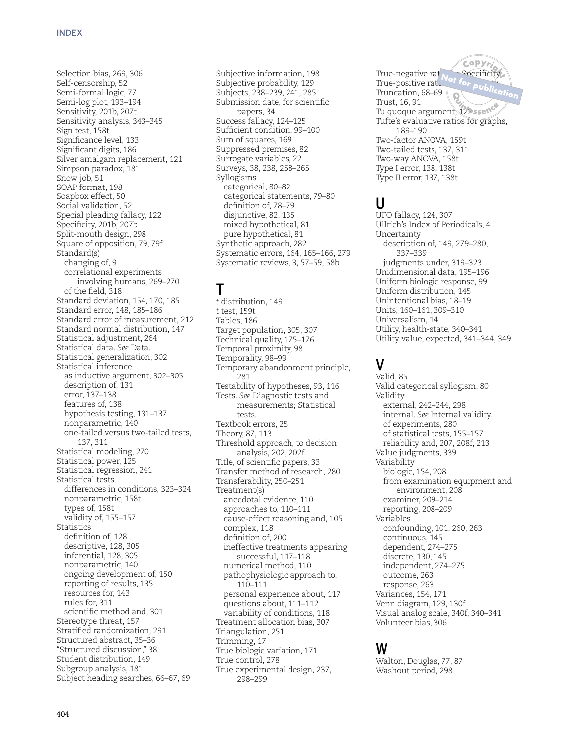Selection bias, 269, 306
Self-censorship, 52
Semi-formal logic, 77
Semi-log plot, 193–194
Sensitivity, 201b, 207t
Sensitivity analysis, 343–345
Sign test, 158t
Significance level, 133
Significant digits, 186
Silver amalgam replacement, 121
Simpson paradox, 181
Snow job, 51
SOAP format, 198
Soapbox effect, 50
Social validation, 52
Special pleading fallacy, 122
Specificity, 201b, 207b
Split-mouth design, 298
Square of opposition, 79, 79f
Standard(s)
  changing of, 9
  correlational experiments involving humans, 269–270
  of the field, 318
Standard deviation, 154, 170, 185
Standard error, 148, 185–186
Standard error of measurement, 212
Standard normal distribution, 147
Statistical adjustment, 264
Statistical data. *See* Data.
Statistical generalization, 302
Statistical inference
  as inductive argument, 302–305
  description of, 131
  error, 137–138
  features of, 138
  hypothesis testing, 131–137
  nonparametric, 140
  one-tailed versus two-tailed tests, 137, 311
Statistical modeling, 270
Statistical power, 125
Statistical regression, 241
Statistical tests
  differences in conditions, 323–324
  nonparametric, 158t
  types of, 158t
  validity of, 155–157
Statistics
  definition of, 128
  descriptive, 128, 305
  inferential, 128, 305
  nonparametric, 140
  ongoing development of, 150
  reporting of results, 135
  resources for, 143
  rules for, 311
  scientific method and, 301
Stereotype threat, 157
Stratified randomization, 291
Structured abstract, 35–36
"Structured discussion," 38
Student distribution, 149
Subgroup analysis, 181
Subject heading searches, 66–67, 69
Subjective information, 198
Subjective probability, 129
Subjects, 238–239, 241, 285
Submission date, for scientific papers, 34
Success fallacy, 124–125
Sufficient condition, 99–100
Sum of squares, 169
Suppressed premises, 82
Surrogate variables, 22
Surveys, 38, 238, 258–265
Syllogisms
  categorical, 80–82
  categorical statements, 79–80
  definition of, 78–79
  disjunctive, 82, 135
  mixed hypothetical, 81
  pure hypothetical, 81
Synthetic approach, 282
Systematic errors, 164, 165–166, 279
Systematic reviews, 3, 57–59, 58b

## T

*t* distribution, 149
*t* test, 159t
Tables, 186
Target population, 305, 307
Technical quality, 175–176
Temporal proximity, 98
Temporality, 98–99
Temporary abandonment principle, 281
Testability of hypotheses, 93, 116
Tests. *See* Diagnostic tests and measurements; Statistical tests.
Textbook errors, 25
Theory, 87, 113
Threshold approach, to decision analysis, 202, 202f
Title, of scientific papers, 33
Transfer method of research, 280
Transferability, 250–251
Treatment(s)
  anecdotal evidence, 110
  approaches to, 110–111
  cause-effect reasoning and, 105
  complex, 118
  definition of, 200
  ineffective treatments appearing successful, 117–118
  numerical method, 110
  pathophysiologic approach to, 110–111
  personal experience about, 117
  questions about, 111–112
  variability of conditions, 118
Treatment allocation bias, 307
Triangulation, 251
Trimming, 17
True biologic variation, 171
True control, 278
True experimental design, 237, 298–299
True-negative rate. *See* Specificity.
True-positive rate. *See* Sensitivity.
Truncation, 68–69
Trust, 16, 91
Tu quoque argument, 122
Tufte's evaluative ratios for graphs, 189–190
Two-factor ANOVA, 159t
Two-tailed tests, 137, 311
Two-way ANOVA, 158t
Type I error, 138, 138t
Type II error, 137, 138t

## U

UFO fallacy, 124, 307
Ullrich's Index of Periodicals, 4
Uncertainty
  description of, 149, 279–280, 337–339
  judgments under, 319–323
Unidimensional data, 195–196
Uniform biologic response, 99
Uniform distribution, 145
Unintentional bias, 18–19
Units, 160–161, 309–310
Universalism, 14
Utility, health-state, 340–341
Utility value, expected, 341–344, 349

## V

Valid, 85
Valid categorical syllogism, 80
Validity
  external, 242–244, 298
  internal. *See* Internal validity.
  of experiments, 280
  of statistical tests, 155–157
  reliability and, 207, 208f, 213
Value judgments, 339
Variability
  biologic, 154, 208
  from examination equipment and environment, 208
  examiner, 209–214
  reporting, 208–209
Variables
  confounding, 101, 260, 263
  continuous, 145
  dependent, 274–275
  discrete, 130, 145
  independent, 274–275
  outcome, 263
  response, 263
Variances, 154, 171
Venn diagram, 129, 130f
Visual analog scale, 340f, 340–341
Volunteer bias, 306

## W

Walton, Douglas, 77, 87
Washout period, 298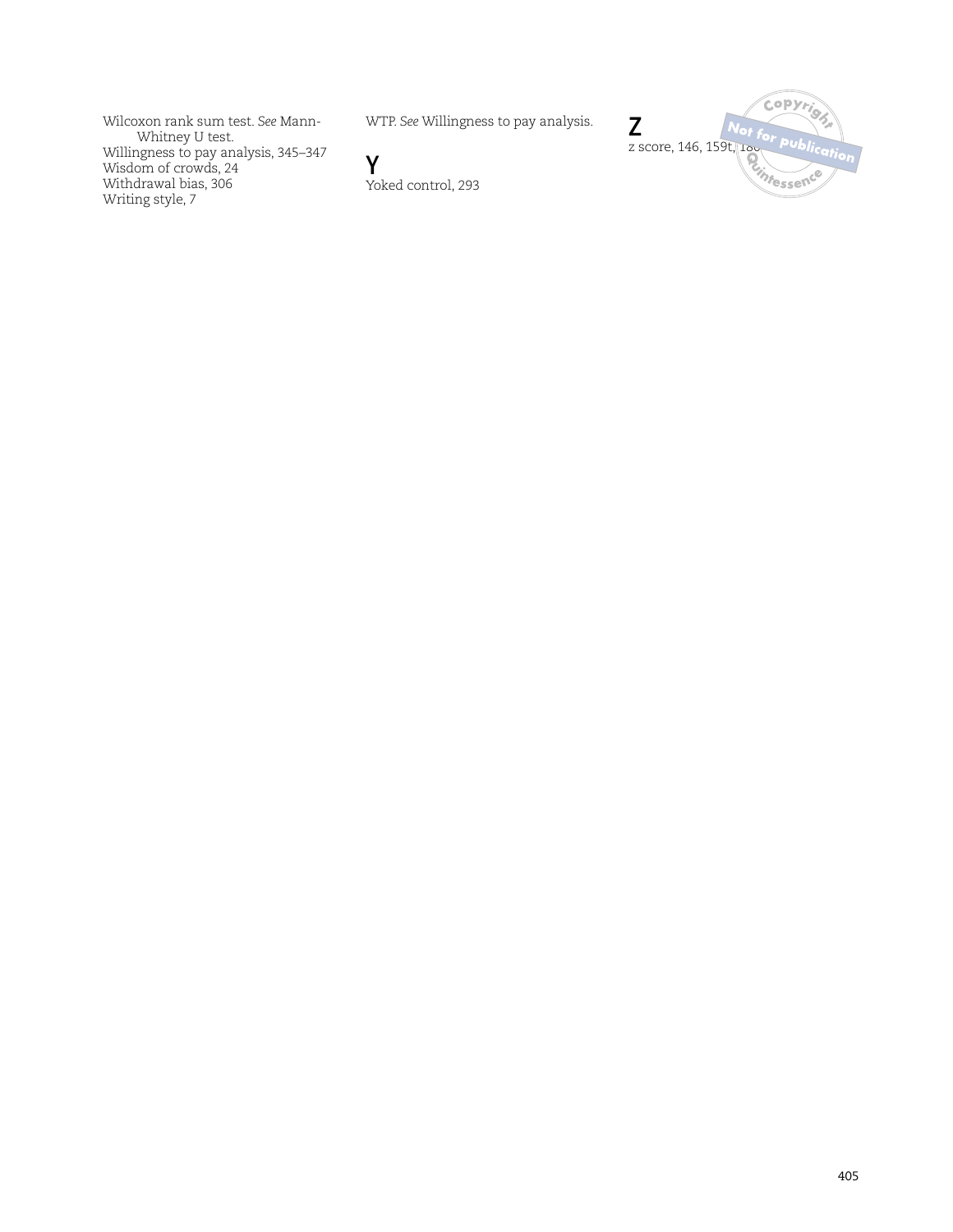Wilcoxon rank sum test. *See* Mann-Whitney U test.
Willingness to pay analysis, 345–347
Wisdom of crowds, 24
Withdrawal bias, 306
Writing style, 7

WTP. *See* Willingness to pay analysis.

## Y

Yoked control, 293

## Z

z score, 146, 159t, 180